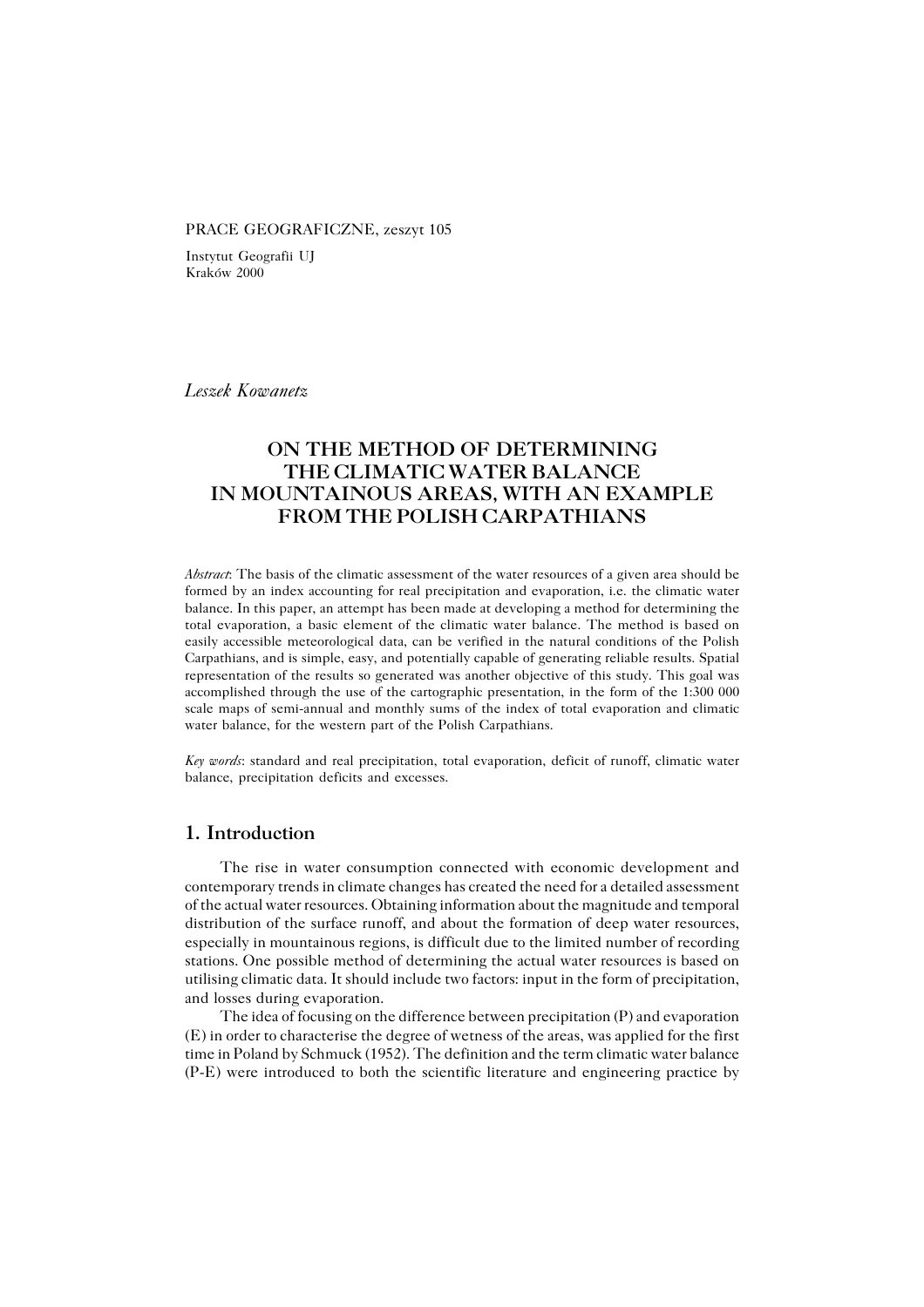PRACE GEOGRAFICZNE, zeszyt 105

Instytut Geografii UJ
Kraków 2000

*Leszek Kowanetz*

# ON THE METHOD OF DETERMINING THE CLIMATIC WATER BALANCE IN MOUNTAINOUS AREAS, WITH AN EXAMPLE FROM THE POLISH CARPATHIANS

*Abstract*: The basis of the climatic assessment of the water resources of a given area should be formed by an index accounting for real precipitation and evaporation, i.e. the climatic water balance. In this paper, an attempt has been made at developing a method for determining the total evaporation, a basic element of the climatic water balance. The method is based on easily accessible meteorological data, can be verified in the natural conditions of the Polish Carpathians, and is simple, easy, and potentially capable of generating reliable results. Spatial representation of the results so generated was another objective of this study. This goal was accomplished through the use of the cartographic presentation, in the form of the 1:300 000 scale maps of semi-annual and monthly sums of the index of total evaporation and climatic water balance, for the western part of the Polish Carpathians.

*Key words*: standard and real precipitation, total evaporation, deficit of runoff, climatic water balance, precipitation deficits and excesses.

## 1. Introduction

The rise in water consumption connected with economic development and contemporary trends in climate changes has created the need for a detailed assessment of the actual water resources. Obtaining information about the magnitude and temporal distribution of the surface runoff, and about the formation of deep water resources, especially in mountainous regions, is difficult due to the limited number of recording stations. One possible method of determining the actual water resources is based on utilising climatic data. It should include two factors: input in the form of precipitation, and losses during evaporation.

The idea of focusing on the difference between precipitation (P) and evaporation (E) in order to characterise the degree of wetness of the areas, was applied for the first time in Poland by Schmuck (1952). The definition and the term climatic water balance (P-E) were introduced to both the scientific literature and engineering practice by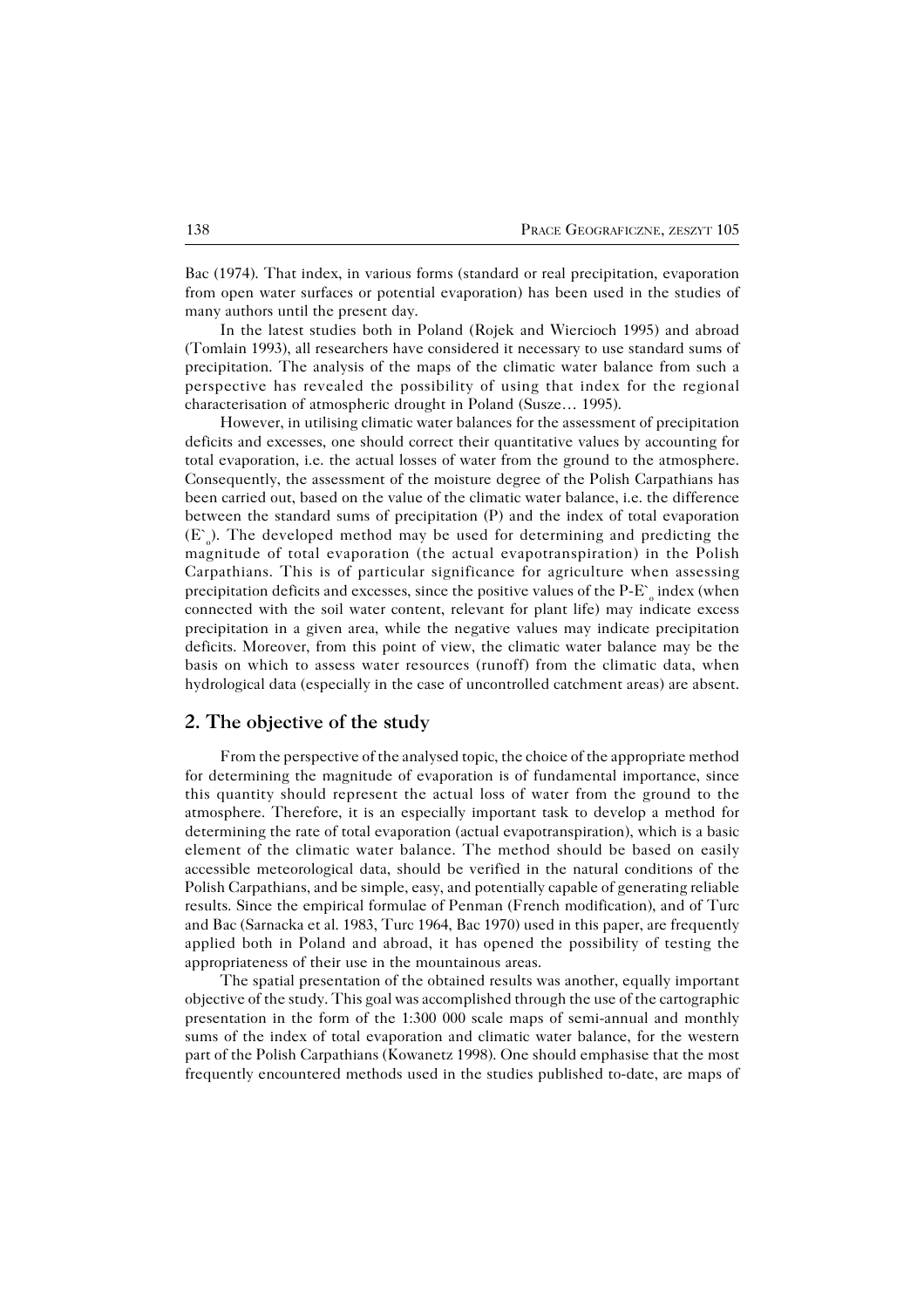Bac (1974). That index, in various forms (standard or real precipitation, evaporation from open water surfaces or potential evaporation) has been used in the studies of many authors until the present day.

In the latest studies both in Poland (Rojek and Wiercioch 1995) and abroad (Tomlain 1993), all researchers have considered it necessary to use standard sums of precipitation. The analysis of the maps of the climatic water balance from such a perspective has revealed the possibility of using that index for the regional characterisation of atmospheric drought in Poland (Susze… 1995).

However, in utilising climatic water balances for the assessment of precipitation deficits and excesses, one should correct their quantitative values by accounting for total evaporation, i.e. the actual losses of water from the ground to the atmosphere. Consequently, the assessment of the moisture degree of the Polish Carpathians has been carried out, based on the value of the climatic water balance, i.e. the difference between the standard sums of precipitation (P) and the index of total evaporation ($E`_o$). The developed method may be used for determining and predicting the magnitude of total evaporation (the actual evapotranspiration) in the Polish Carpathians. This is of particular significance for agriculture when assessing precipitation deficits and excesses, since the positive values of the $P\text{-}E`_o$ index (when connected with the soil water content, relevant for plant life) may indicate excess precipitation in a given area, while the negative values may indicate precipitation deficits. Moreover, from this point of view, the climatic water balance may be the basis on which to assess water resources (runoff) from the climatic data, when hydrological data (especially in the case of uncontrolled catchment areas) are absent.

## 2. The objective of the study

From the perspective of the analysed topic, the choice of the appropriate method for determining the magnitude of evaporation is of fundamental importance, since this quantity should represent the actual loss of water from the ground to the atmosphere. Therefore, it is an especially important task to develop a method for determining the rate of total evaporation (actual evapotranspiration), which is a basic element of the climatic water balance. The method should be based on easily accessible meteorological data, should be verified in the natural conditions of the Polish Carpathians, and be simple, easy, and potentially capable of generating reliable results. Since the empirical formulae of Penman (French modification), and of Turc and Bac (Sarnacka et al. 1983, Turc 1964, Bac 1970) used in this paper, are frequently applied both in Poland and abroad, it has opened the possibility of testing the appropriateness of their use in the mountainous areas.

The spatial presentation of the obtained results was another, equally important objective of the study. This goal was accomplished through the use of the cartographic presentation in the form of the 1:300 000 scale maps of semi-annual and monthly sums of the index of total evaporation and climatic water balance, for the western part of the Polish Carpathians (Kowanetz 1998). One should emphasise that the most frequently encountered methods used in the studies published to-date, are maps of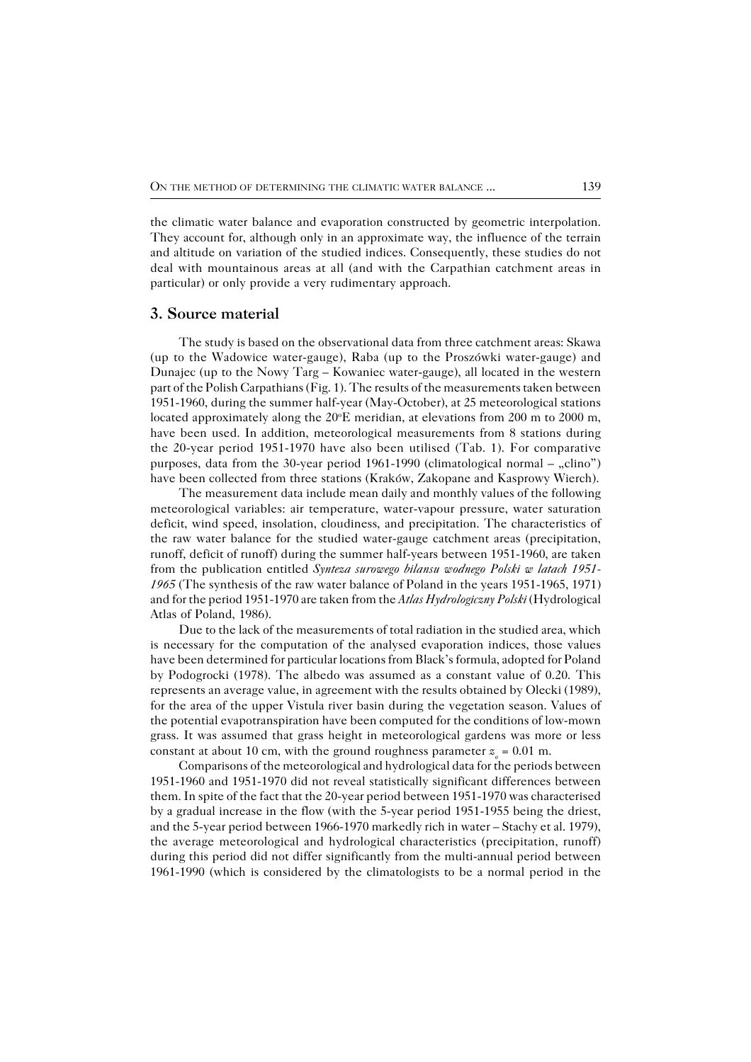the climatic water balance and evaporation constructed by geometric interpolation. They account for, although only in an approximate way, the influence of the terrain and altitude on variation of the studied indices. Consequently, these studies do not deal with mountainous areas at all (and with the Carpathian catchment areas in particular) or only provide a very rudimentary approach.

## 3. Source material

The study is based on the observational data from three catchment areas: Skawa (up to the Wadowice water-gauge), Raba (up to the Proszówki water-gauge) and Dunajec (up to the Nowy Targ – Kowaniec water-gauge), all located in the western part of the Polish Carpathians (Fig. 1). The results of the measurements taken between 1951-1960, during the summer half-year (May-October), at 25 meteorological stations located approximately along the 20°E meridian, at elevations from 200 m to 2000 m, have been used. In addition, meteorological measurements from 8 stations during the 20-year period 1951-1970 have also been utilised (Tab. 1). For comparative purposes, data from the 30-year period 1961-1990 (climatological normal – „clino") have been collected from three stations (Kraków, Zakopane and Kasprowy Wierch).

The measurement data include mean daily and monthly values of the following meteorological variables: air temperature, water-vapour pressure, water saturation deficit, wind speed, insolation, cloudiness, and precipitation. The characteristics of the raw water balance for the studied water-gauge catchment areas (precipitation, runoff, deficit of runoff) during the summer half-years between 1951-1960, are taken from the publication entitled *Synteza surowego bilansu wodnego Polski w latach 1951-1965* (The synthesis of the raw water balance of Poland in the years 1951-1965, 1971) and for the period 1951-1970 are taken from the *Atlas Hydrologiczny Polski* (Hydrological Atlas of Poland, 1986).

Due to the lack of the measurements of total radiation in the studied area, which is necessary for the computation of the analysed evaporation indices, those values have been determined for particular locations from Black's formula, adopted for Poland by Podogrocki (1978). The albedo was assumed as a constant value of 0.20. This represents an average value, in agreement with the results obtained by Olecki (1989), for the area of the upper Vistula river basin during the vegetation season. Values of the potential evapotranspiration have been computed for the conditions of low-mown grass. It was assumed that grass height in meteorological gardens was more or less constant at about 10 cm, with the ground roughness parameter $z_o = 0.01$ m.

Comparisons of the meteorological and hydrological data for the periods between 1951-1960 and 1951-1970 did not reveal statistically significant differences between them. In spite of the fact that the 20-year period between 1951-1970 was characterised by a gradual increase in the flow (with the 5-year period 1951-1955 being the driest, and the 5-year period between 1966-1970 markedly rich in water – Stachy et al. 1979), the average meteorological and hydrological characteristics (precipitation, runoff) during this period did not differ significantly from the multi-annual period between 1961-1990 (which is considered by the climatologists to be a normal period in the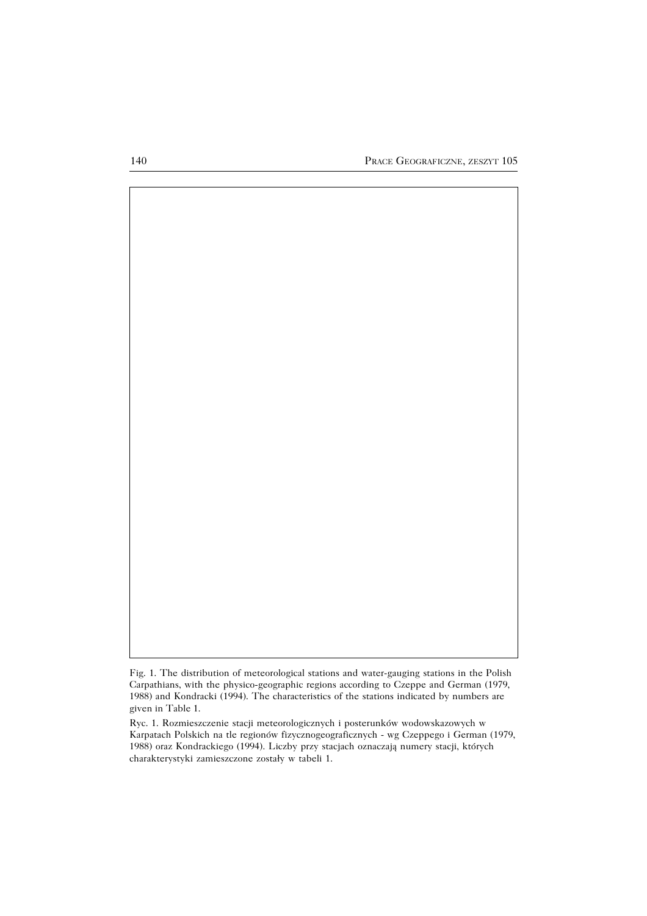Fig. 1. The distribution of meteorological stations and water-gauging stations in the Polish Carpathians, with the physico-geographic regions according to Czeppe and German (1979, 1988) and Kondracki (1994). The characteristics of the stations indicated by numbers are given in Table 1.

Ryc. 1. Rozmieszczenie stacji meteorologicznych i posterunków wodowskazowych w Karpatach Polskich na tle regionów fizycznogeograficznych - wg Czeppego i German (1979, 1988) oraz Kondrackiego (1994). Liczby przy stacjach oznaczają numery stacji, których charakterystyki zamieszczone zostały w tabeli 1.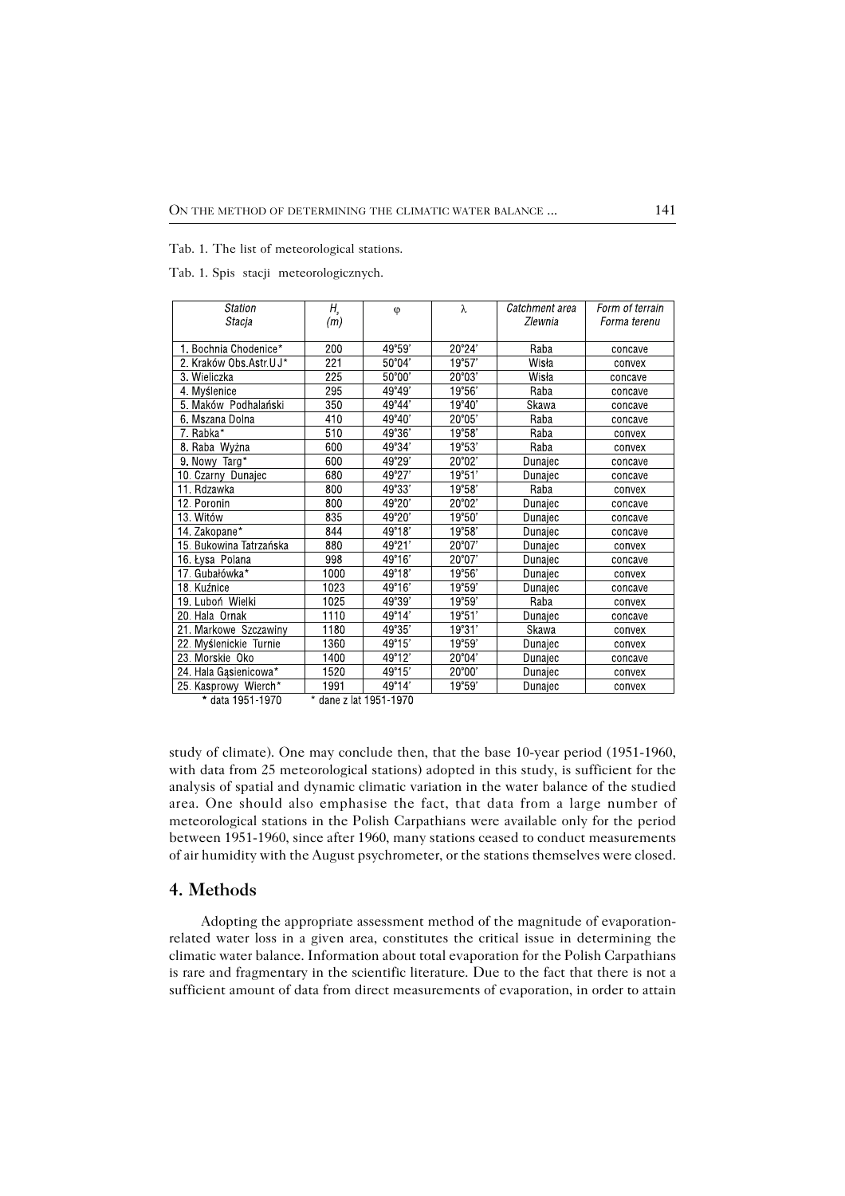Tab. 1. The list of meteorological stations.

Tab. 1. Spis stacji meteorologicznych.

| Station<br>Stacja | $H_s$<br>(m) | φ | λ | Catchment area<br>Zlewnia | Form of terrain<br>Forma terenu |
|---|---|---|---|---|---|
| 1. Bochnia Chodenice* | 200 | 49°59' | 20°24' | Raba | concave |
| 2. Kraków Obs.Astr.U J* | 221 | 50°04' | 19°57' | Wisła | convex |
| 3. Wieliczka | 225 | 50°00' | 20°03' | Wisła | concave |
| 4. Myślenice | 295 | 49°49' | 19°56' | Raba | concave |
| 5. Maków Podhalański | 350 | 49°44' | 19°40' | Skawa | concave |
| 6. Mszana Dolna | 410 | 49°40' | 20°05' | Raba | concave |
| 7. Rabka* | 510 | 49°36' | 19°58' | Raba | convex |
| 8. Raba Wyżna | 600 | 49°34' | 19°53' | Raba | convex |
| 9. Nowy Targ* | 600 | 49°29' | 20°02' | Dunajec | concave |
| 10. Czarny Dunajec | 680 | 49°27' | 19°51' | Dunajec | concave |
| 11. Rdzawka | 800 | 49°33' | 19°58' | Raba | convex |
| 12. Poronin | 800 | 49°20' | 20°02' | Dunajec | concave |
| 13. Witów | 835 | 49°20' | 19°50' | Dunajec | concave |
| 14. Zakopane* | 844 | 49°18' | 19°58' | Dunajec | concave |
| 15. Bukowina Tatrzańska | 880 | 49°21' | 20°07' | Dunajec | convex |
| 16. Łysa Polana | 998 | 49°16' | 20°07' | Dunajec | concave |
| 17. Gubałówka* | 1000 | 49°18' | 19°56' | Dunajec | convex |
| 18. Kuźnice | 1023 | 49°16' | 19°59' | Dunajec | concave |
| 19. Luboń Wielki | 1025 | 49°39' | 19°59' | Raba | convex |
| 20. Hala Ornak | 1110 | 49°14' | 19°51' | Dunajec | concave |
| 21. Markowe Szczawiny | 1180 | 49°35' | 19°31' | Skawa | convex |
| 22. Myślenickie Turnie | 1360 | 49°15' | 19°59' | Dunajec | convex |
| 23. Morskie Oko | 1400 | 49°12' | 20°04' | Dunajec | concave |
| 24. Hala Gąsienicowa* | 1520 | 49°15' | 20°00' | Dunajec | convex |
| 25. Kasprowy Wierch* | 1991 | 49°14' | 19°59' | Dunajec | convex |

\* data 1951-1970 &nbsp;&nbsp;&nbsp; * dane z lat 1951-1970

study of climate). One may conclude then, that the base 10-year period (1951-1960, with data from 25 meteorological stations) adopted in this study, is sufficient for the analysis of spatial and dynamic climatic variation in the water balance of the studied area. One should also emphasise the fact, that data from a large number of meteorological stations in the Polish Carpathians were available only for the period between 1951-1960, since after 1960, many stations ceased to conduct measurements of air humidity with the August psychrometer, or the stations themselves were closed.

## 4. Methods

Adopting the appropriate assessment method of the magnitude of evaporation-related water loss in a given area, constitutes the critical issue in determining the climatic water balance. Information about total evaporation for the Polish Carpathians is rare and fragmentary in the scientific literature. Due to the fact that there is not a sufficient amount of data from direct measurements of evaporation, in order to attain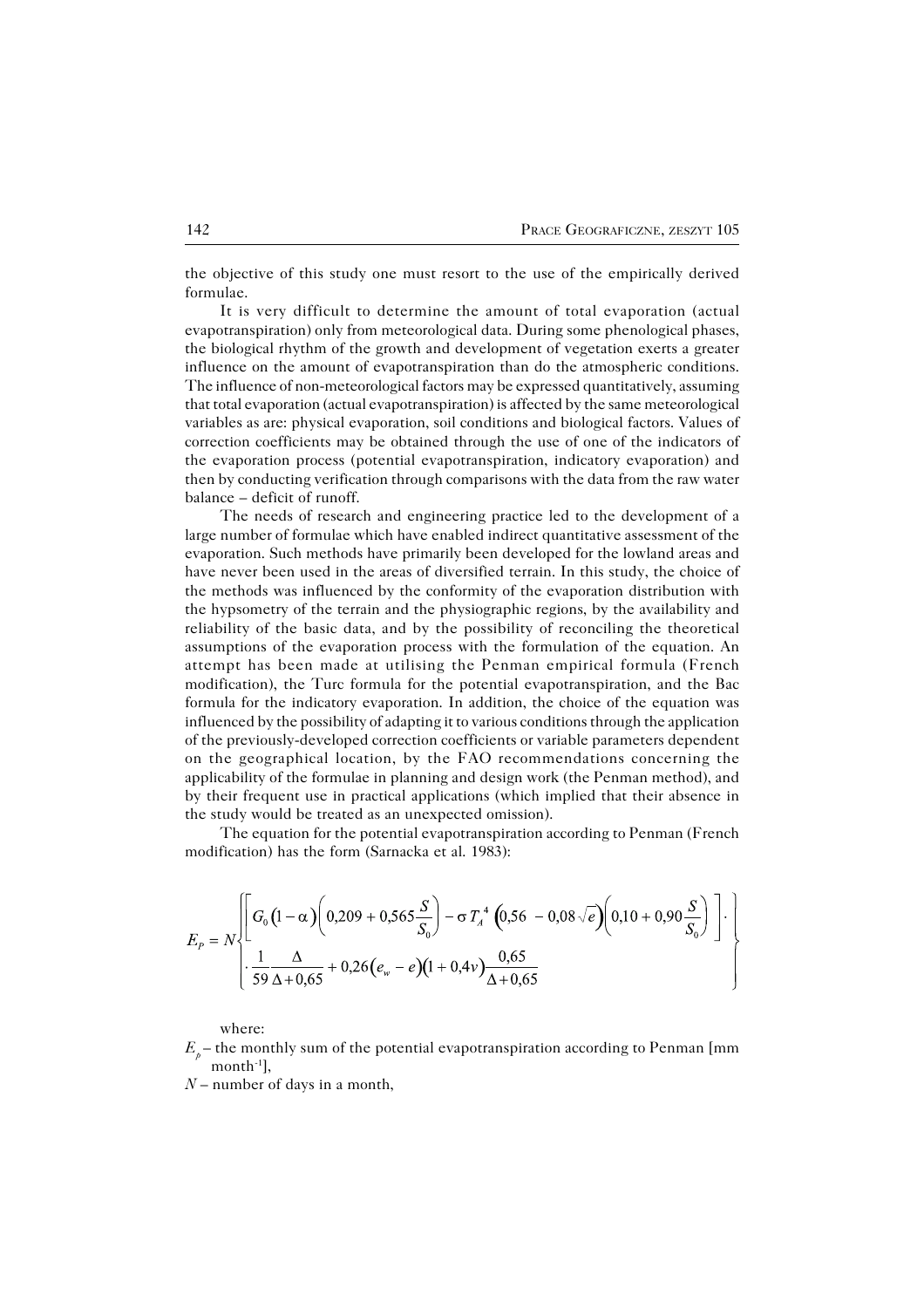the objective of this study one must resort to the use of the empirically derived formulae.

It is very difficult to determine the amount of total evaporation (actual evapotranspiration) only from meteorological data. During some phenological phases, the biological rhythm of the growth and development of vegetation exerts a greater influence on the amount of evapotranspiration than do the atmospheric conditions. The influence of non-meteorological factors may be expressed quantitatively, assuming that total evaporation (actual evapotranspiration) is affected by the same meteorological variables as are: physical evaporation, soil conditions and biological factors. Values of correction coefficients may be obtained through the use of one of the indicators of the evaporation process (potential evapotranspiration, indicatory evaporation) and then by conducting verification through comparisons with the data from the raw water balance – deficit of runoff.

The needs of research and engineering practice led to the development of a large number of formulae which have enabled indirect quantitative assessment of the evaporation. Such methods have primarily been developed for the lowland areas and have never been used in the areas of diversified terrain. In this study, the choice of the methods was influenced by the conformity of the evaporation distribution with the hypsometry of the terrain and the physiographic regions, by the availability and reliability of the basic data, and by the possibility of reconciling the theoretical assumptions of the evaporation process with the formulation of the equation. An attempt has been made at utilising the Penman empirical formula (French modification), the Turc formula for the potential evapotranspiration, and the Bac formula for the indicatory evaporation. In addition, the choice of the equation was influenced by the possibility of adapting it to various conditions through the application of the previously-developed correction coefficients or variable parameters dependent on the geographical location, by the FAO recommendations concerning the applicability of the formulae in planning and design work (the Penman method), and by their frequent use in practical applications (which implied that their absence in the study would be treated as an unexpected omission).

The equation for the potential evapotranspiration according to Penman (French modification) has the form (Sarnacka et al. 1983):

$$E_P = N\left\{ \left[ G_0\left(1-\alpha\right)\left(0{,}209 + 0{,}565\frac{S}{S_0}\right) - \sigma\, T_A^{\,4}\left(0{,}56 - 0{,}08\sqrt{e}\right)\left(0{,}10 + 0{,}90\frac{S}{S_0}\right) \right] \cdot \frac{1}{59}\frac{\Delta}{\Delta + 0{,}65} + 0{,}26\left(e_w - e\right)\left(1 + 0{,}4v\right)\frac{0{,}65}{\Delta + 0{,}65} \right\}$$

where:

$E_p$ – the monthly sum of the potential evapotranspiration according to Penman [mm month$^{-1}$],

$N$ – number of days in a month,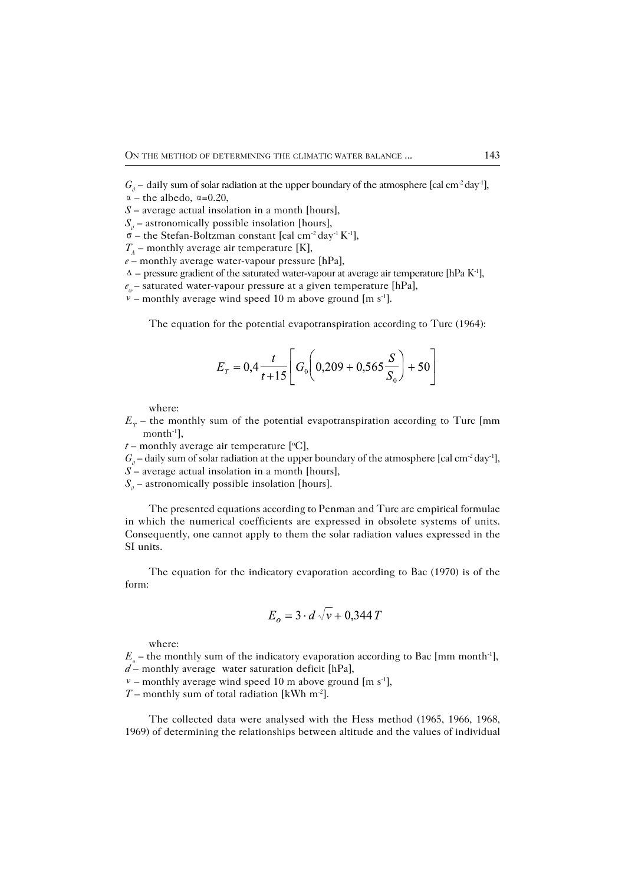$G_0$ – daily sum of solar radiation at the upper boundary of the atmosphere [cal cm$^{-2}$ day$^{-1}$],
$\alpha$ – the albedo, $\alpha$=0.20,
$S$ – average actual insolation in a month [hours],
$S_0$ – astronomically possible insolation [hours],
$\sigma$ – the Stefan-Boltzman constant [cal cm$^{-2}$ day$^{-1}$ K$^{-1}$],
$T_A$ – monthly average air temperature [K],
$e$ – monthly average water-vapour pressure [hPa],
$\Delta$ – pressure gradient of the saturated water-vapour at average air temperature [hPa K$^{-1}$],
$e_w$ – saturated water-vapour pressure at a given temperature [hPa],
$v$ – monthly average wind speed 10 m above ground [m s$^{-1}$].

The equation for the potential evapotranspiration according to Turc (1964):

$$E_T = 0{,}4 \frac{t}{t+15} \left[ G_0 \left( 0{,}209 + 0{,}565 \frac{S}{S_0} \right) + 50 \right]$$

where:
$E_T$ – the monthly sum of the potential evapotranspiration according to Turc [mm month$^{-1}$],
$t$ – monthly average air temperature [$^{o}$C],
$G_0$ – daily sum of solar radiation at the upper boundary of the atmosphere [cal cm$^{-2}$ day$^{-1}$],
$S$ – average actual insolation in a month [hours],
$S_0$ – astronomically possible insolation [hours].

The presented equations according to Penman and Turc are empirical formulae in which the numerical coefficients are expressed in obsolete systems of units. Consequently, one cannot apply to them the solar radiation values expressed in the SI units.

The equation for the indicatory evaporation according to Bac (1970) is of the form:

$$E_o = 3 \cdot d \sqrt{v} + 0{,}344\, T$$

where:
$E_o$ – the monthly sum of the indicatory evaporation according to Bac [mm month$^{-1}$],
$d$ – monthly average water saturation deficit [hPa],
$v$ – monthly average wind speed 10 m above ground [m s$^{-1}$],
$T$ – monthly sum of total radiation [kWh m$^{-2}$].

The collected data were analysed with the Hess method (1965, 1966, 1968, 1969) of determining the relationships between altitude and the values of individual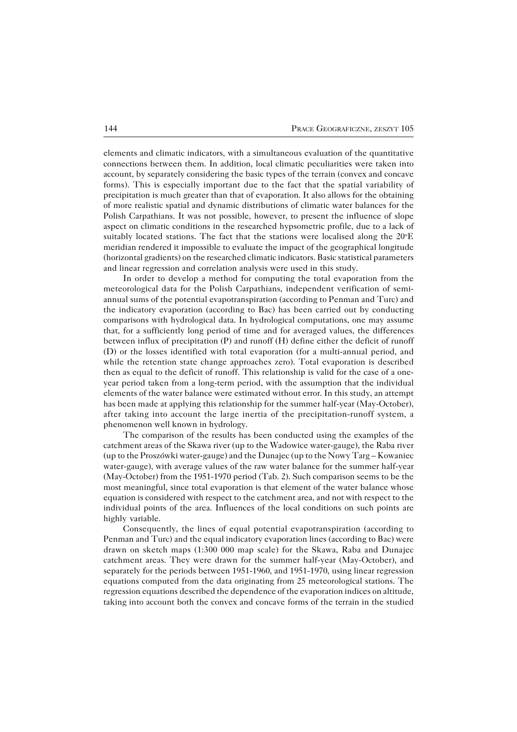elements and climatic indicators, with a simultaneous evaluation of the quantitative connections between them. In addition, local climatic peculiarities were taken into account, by separately considering the basic types of the terrain (convex and concave forms). This is especially important due to the fact that the spatial variability of precipitation is much greater than that of evaporation. It also allows for the obtaining of more realistic spatial and dynamic distributions of climatic water balances for the Polish Carpathians. It was not possible, however, to present the influence of slope aspect on climatic conditions in the researched hypsometric profile, due to a lack of suitably located stations. The fact that the stations were localised along the 20°E meridian rendered it impossible to evaluate the impact of the geographical longitude (horizontal gradients) on the researched climatic indicators. Basic statistical parameters and linear regression and correlation analysis were used in this study.

In order to develop a method for computing the total evaporation from the meteorological data for the Polish Carpathians, independent verification of semi-annual sums of the potential evapotranspiration (according to Penman and Turc) and the indicatory evaporation (according to Bac) has been carried out by conducting comparisons with hydrological data. In hydrological computations, one may assume that, for a sufficiently long period of time and for averaged values, the differences between influx of precipitation (P) and runoff (H) define either the deficit of runoff (D) or the losses identified with total evaporation (for a multi-annual period, and while the retention state change approaches zero). Total evaporation is described then as equal to the deficit of runoff. This relationship is valid for the case of a one-year period taken from a long-term period, with the assumption that the individual elements of the water balance were estimated without error. In this study, an attempt has been made at applying this relationship for the summer half-year (May-October), after taking into account the large inertia of the precipitation-runoff system, a phenomenon well known in hydrology.

The comparison of the results has been conducted using the examples of the catchment areas of the Skawa river (up to the Wadowice water-gauge), the Raba river (up to the Proszówki water-gauge) and the Dunajec (up to the Nowy Targ – Kowaniec water-gauge), with average values of the raw water balance for the summer half-year (May-October) from the 1951-1970 period (Tab. 2). Such comparison seems to be the most meaningful, since total evaporation is that element of the water balance whose equation is considered with respect to the catchment area, and not with respect to the individual points of the area. Influences of the local conditions on such points are highly variable.

Consequently, the lines of equal potential evapotranspiration (according to Penman and Turc) and the equal indicatory evaporation lines (according to Bac) were drawn on sketch maps (1:300 000 map scale) for the Skawa, Raba and Dunajec catchment areas. They were drawn for the summer half-year (May-October), and separately for the periods between 1951-1960, and 1951-1970, using linear regression equations computed from the data originating from 25 meteorological stations. The regression equations described the dependence of the evaporation indices on altitude, taking into account both the convex and concave forms of the terrain in the studied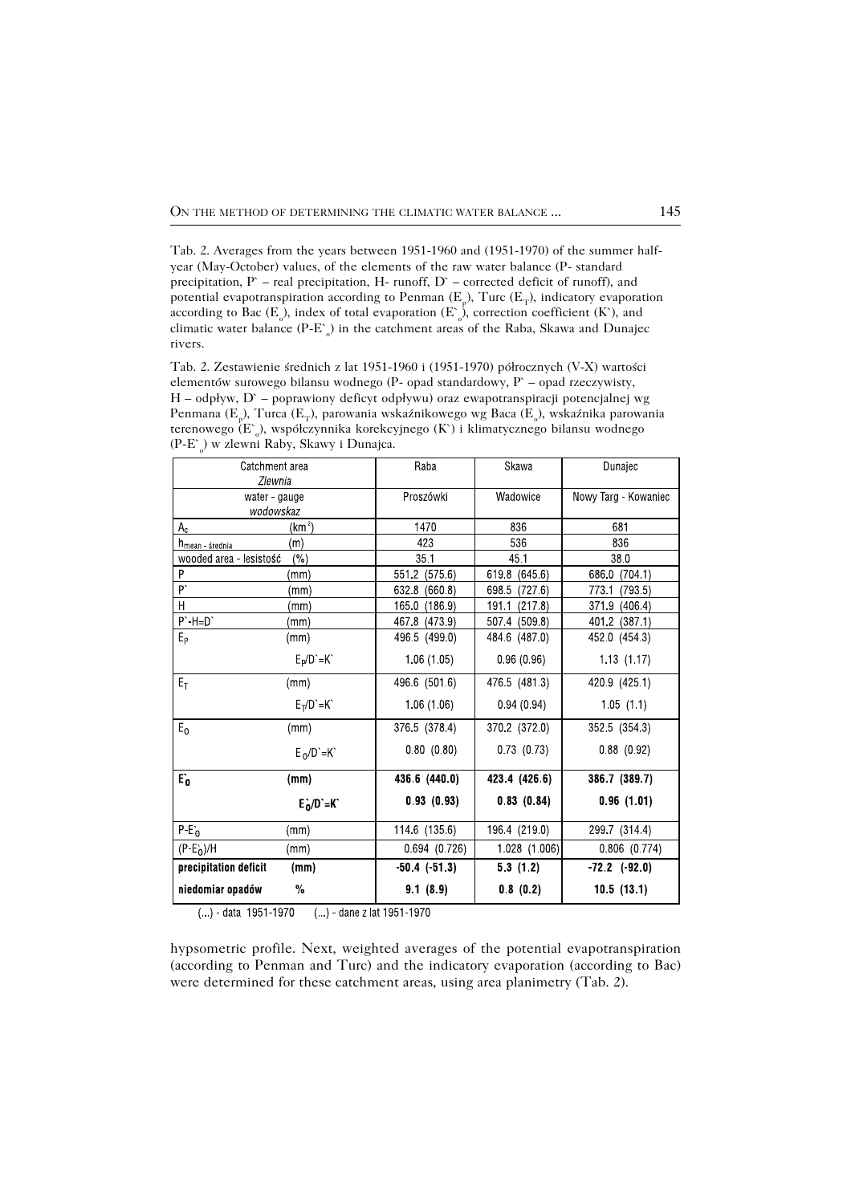Tab. 2. Averages from the years between 1951-1960 and (1951-1970) of the summer half-year (May-October) values, of the elements of the raw water balance (P- standard precipitation, P` – real precipitation, H- runoff, D` – corrected deficit of runoff), and potential evapotranspiration according to Penman ($E_p$), Turc ($E_T$), indicatory evaporation according to Bac ($E_o$), index of total evaporation ($E`_o$), correction coefficient (K`), and climatic water balance (P-$E`_o$) in the catchment areas of the Raba, Skawa and Dunajec rivers.

Tab. 2. Zestawienie średnich z lat 1951-1960 i (1951-1970) półrocznych (V-X) wartości elementów surowego bilansu wodnego (P- opad standardowy, P` – opad rzeczywisty, H – odpływ, D` – poprawiony deficyt odpływu) oraz ewapotranspiracji potencjalnej wg Penmana ($E_p$), Turca ($E_T$), parowania wskaźnikowego wg Baca ($E_o$), wskaźnika parowania terenowego ($E`_o$), współczynnika korekcyjnego (K`) i klimatycznego bilansu wodnego (P-$E`_o$) w zlewni Raby, Skawy i Dunajca.

| Catchment area *Zlewnia* | | Raba | Skawa | Dunajec |
|---|---|---|---|---|
| water - gauge *wodowskaz* | | Proszówki | Wadowice | Nowy Targ - Kowaniec |
| $A_c$ | ($km^2$) | 1470 | 836 | 681 |
| $h_{mean - średnia}$ | (m) | 423 | 536 | 836 |
| wooded area - lesistość | (%) | 35.1 | 45.1 | 38.0 |
| P | (mm) | 551.2 (575.6) | 619.8 (645.6) | 686.0 (704.1) |
| P` | (mm) | 632.8 (660.8) | 698.5 (727.6) | 773.1 (793.5) |
| H | (mm) | 165.0 (186.9) | 191.1 (217.8) | 371.9 (406.4) |
| P`-H=D` | (mm) | 467.8 (473.9) | 507.4 (509.8) | 401.2 (387.1) |
| $E_P$ | (mm) | 496.5 (499.0) | 484.6 (487.0) | 452.0 (454.3) |
| | $E_P$/D`=K` | 1.06 (1.05) | 0.96 (0.96) | 1.13 (1.17) |
| $E_T$ | (mm) | 496.6 (501.6) | 476.5 (481.3) | 420.9 (425.1) |
| | $E_T$/D`=K` | 1.06 (1.06) | 0.94 (0.94) | 1.05 (1.1) |
| $E_0$ | (mm) | 376.5 (378.4) | 370.2 (372.0) | 352.5 (354.3) |
| | $E_0$/D`=K` | 0.80 (0.80) | 0.73 (0.73) | 0.88 (0.92) |
| **$E`_0$** | **(mm)** | **436.6 (440.0)** | **423.4 (426.6)** | **386.7 (389.7)** |
| | **$E`_0$/D`=K`** | **0.93 (0.93)** | **0.83 (0.84)** | **0.96 (1.01)** |
| P-$E`_0$ | (mm) | 114.6 (135.6) | 196.4 (219.0) | 299.7 (314.4) |
| (P-$E`_0$)/H | (mm) | 0.694 (0.726) | 1.028 (1.006) | 0.806 (0.774) |
| **precipitation deficit** | **(mm)** | **-50.4 (-51.3)** | **5.3 (1.2)** | **-72.2 (-92.0)** |
| **niedomiar opadów** | **%** | **9.1 (8.9)** | **0.8 (0.2)** | **10.5 (13.1)** |

(...) - data 1951-1970 (...) - dane z lat 1951-1970

hypsometric profile. Next, weighted averages of the potential evapotranspiration (according to Penman and Turc) and the indicatory evaporation (according to Bac) were determined for these catchment areas, using area planimetry (Tab. 2).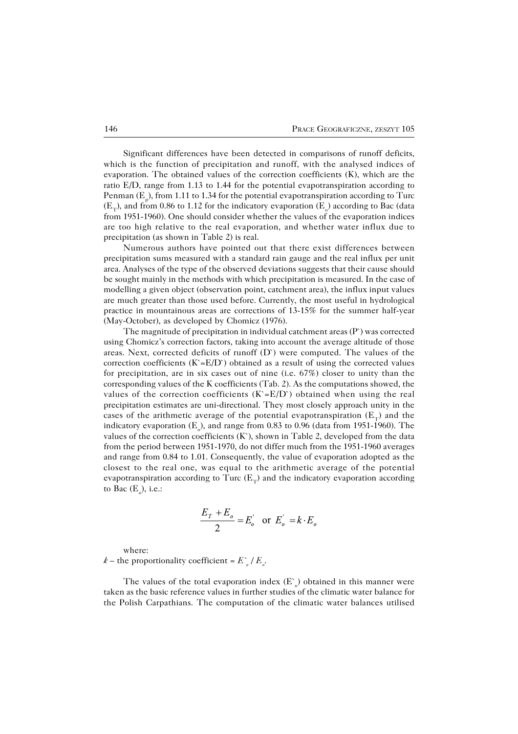Significant differences have been detected in comparisons of runoff deficits, which is the function of precipitation and runoff, with the analysed indices of evaporation. The obtained values of the correction coefficients (K), which are the ratio E/D, range from 1.13 to 1.44 for the potential evapotranspiration according to Penman ($E_p$), from 1.11 to 1.34 for the potential evapotranspiration according to Turc ($E_T$), and from 0.86 to 1.12 for the indicatory evaporation ($E_o$) according to Bac (data from 1951-1960). One should consider whether the values of the evaporation indices are too high relative to the real evaporation, and whether water influx due to precipitation (as shown in Table 2) is real.

Numerous authors have pointed out that there exist differences between precipitation sums measured with a standard rain gauge and the real influx per unit area. Analyses of the type of the observed deviations suggests that their cause should be sought mainly in the methods with which precipitation is measured. In the case of modelling a given object (observation point, catchment area), the influx input values are much greater than those used before. Currently, the most useful in hydrological practice in mountainous areas are corrections of 13-15% for the summer half-year (May-October), as developed by Chomicz (1976).

The magnitude of precipitation in individual catchment areas (P`) was corrected using Chomicz's correction factors, taking into account the average altitude of those areas. Next, corrected deficits of runoff (D`) were computed. The values of the correction coefficients (K`=E/D`) obtained as a result of using the corrected values for precipitation, are in six cases out of nine (i.e. 67%) closer to unity than the corresponding values of the K coefficients (Tab. 2). As the computations showed, the values of the correction coefficients (K`=E/D`) obtained when using the real precipitation estimates are uni-directional. They most closely approach unity in the cases of the arithmetic average of the potential evapotranspiration ($E_T$) and the indicatory evaporation ($E_o$), and range from 0.83 to 0.96 (data from 1951-1960). The values of the correction coefficients (K`), shown in Table 2, developed from the data from the period between 1951-1970, do not differ much from the 1951-1960 averages and range from 0.84 to 1.01. Consequently, the value of evaporation adopted as the closest to the real one, was equal to the arithmetic average of the potential evapotranspiration according to Turc ($E_T$) and the indicatory evaporation according to Bac ($E_o$), i.e.:

$$\frac{E_T + E_o}{2} = E_o^{'} \quad \text{or} \quad E_o^{'} = k \cdot E_o$$

where:
$k$ – the proportionality coefficient = $E`_o / E_o$.

The values of the total evaporation index ($E`_o$) obtained in this manner were taken as the basic reference values in further studies of the climatic water balance for the Polish Carpathians. The computation of the climatic water balances utilised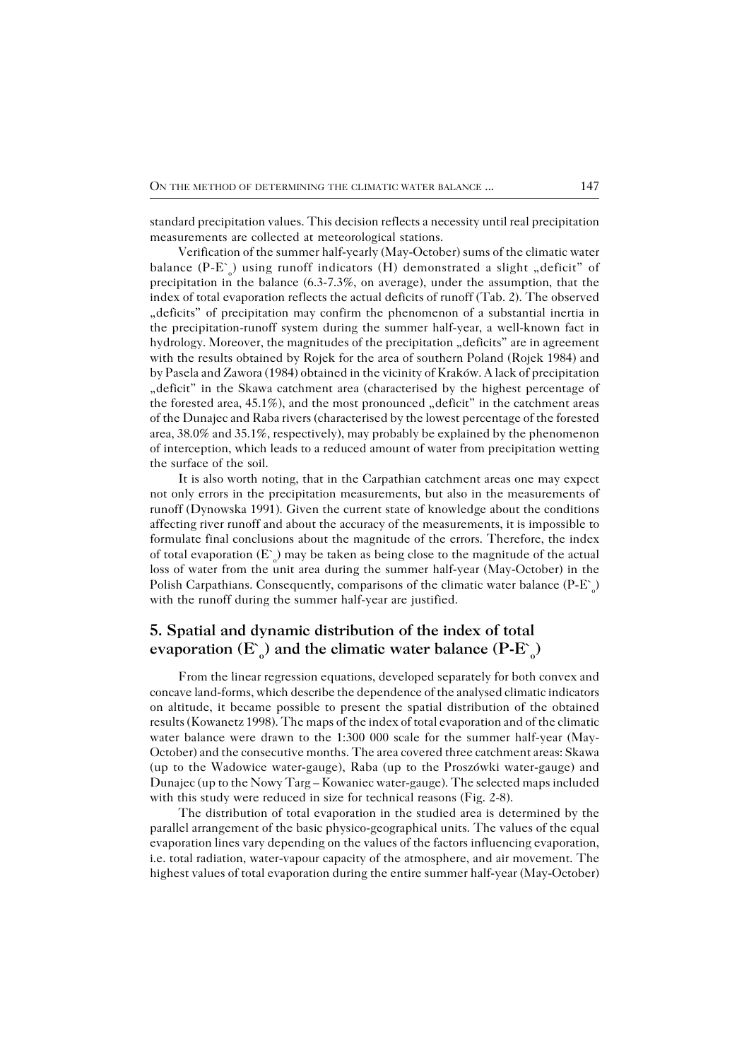standard precipitation values. This decision reflects a necessity until real precipitation measurements are collected at meteorological stations.

Verification of the summer half-yearly (May-October) sums of the climatic water balance ($P\text{-}E`_o$) using runoff indicators (H) demonstrated a slight „deficit" of precipitation in the balance (6.3-7.3%, on average), under the assumption, that the index of total evaporation reflects the actual deficits of runoff (Tab. 2). The observed „deficits" of precipitation may confirm the phenomenon of a substantial inertia in the precipitation-runoff system during the summer half-year, a well-known fact in hydrology. Moreover, the magnitudes of the precipitation „deficits" are in agreement with the results obtained by Rojek for the area of southern Poland (Rojek 1984) and by Pasela and Zawora (1984) obtained in the vicinity of Kraków. A lack of precipitation „deficit" in the Skawa catchment area (characterised by the highest percentage of the forested area, 45.1%), and the most pronounced „deficit" in the catchment areas of the Dunajec and Raba rivers (characterised by the lowest percentage of the forested area, 38.0% and 35.1%, respectively), may probably be explained by the phenomenon of interception, which leads to a reduced amount of water from precipitation wetting the surface of the soil.

It is also worth noting, that in the Carpathian catchment areas one may expect not only errors in the precipitation measurements, but also in the measurements of runoff (Dynowska 1991). Given the current state of knowledge about the conditions affecting river runoff and about the accuracy of the measurements, it is impossible to formulate final conclusions about the magnitude of the errors. Therefore, the index of total evaporation ($E`_o$) may be taken as being close to the magnitude of the actual loss of water from the unit area during the summer half-year (May-October) in the Polish Carpathians. Consequently, comparisons of the climatic water balance ($P\text{-}E`_o$) with the runoff during the summer half-year are justified.

## 5. Spatial and dynamic distribution of the index of total evaporation ($E`_o$) and the climatic water balance ($P\text{-}E`_o$)

From the linear regression equations, developed separately for both convex and concave land-forms, which describe the dependence of the analysed climatic indicators on altitude, it became possible to present the spatial distribution of the obtained results (Kowanetz 1998). The maps of the index of total evaporation and of the climatic water balance were drawn to the 1:300 000 scale for the summer half-year (May-October) and the consecutive months. The area covered three catchment areas: Skawa (up to the Wadowice water-gauge), Raba (up to the Proszówki water-gauge) and Dunajec (up to the Nowy Targ – Kowaniec water-gauge). The selected maps included with this study were reduced in size for technical reasons (Fig. 2-8).

The distribution of total evaporation in the studied area is determined by the parallel arrangement of the basic physico-geographical units. The values of the equal evaporation lines vary depending on the values of the factors influencing evaporation, i.e. total radiation, water-vapour capacity of the atmosphere, and air movement. The highest values of total evaporation during the entire summer half-year (May-October)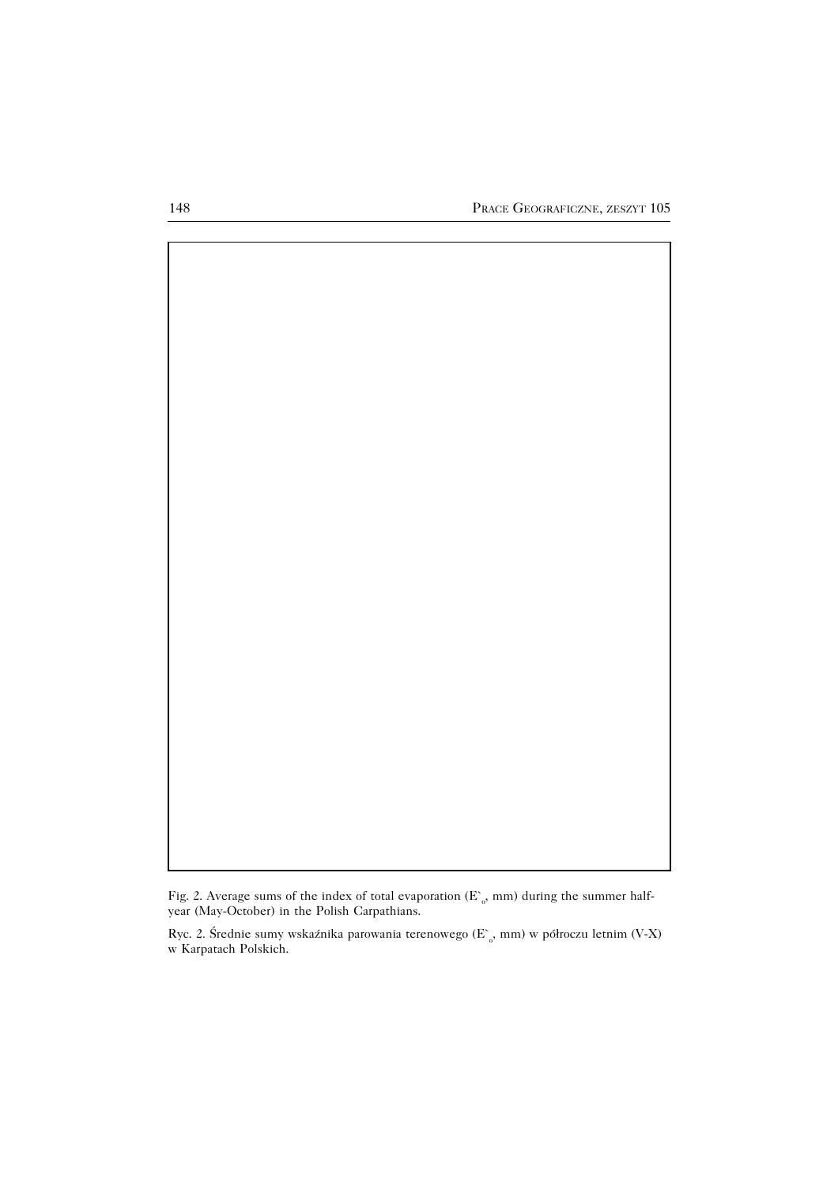Fig. 2. Average sums of the index of total evaporation ($E`_o$, mm) during the summer half-year (May-October) in the Polish Carpathians.

Ryc. 2. Średnie sumy wskaźnika parowania terenowego ($E`_o$, mm) w półroczu letnim (V-X) w Karpatach Polskich.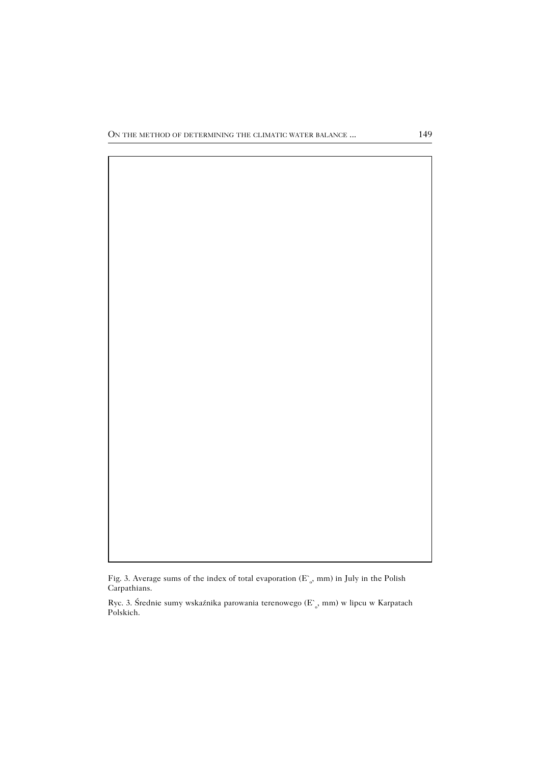Fig. 3. Average sums of the index of total evaporation ($E`_o$, mm) in July in the Polish Carpathians.

Ryc. 3. Średnie sumy wskaźnika parowania terenowego ($E`_o$, mm) w lipcu w Karpatach Polskich.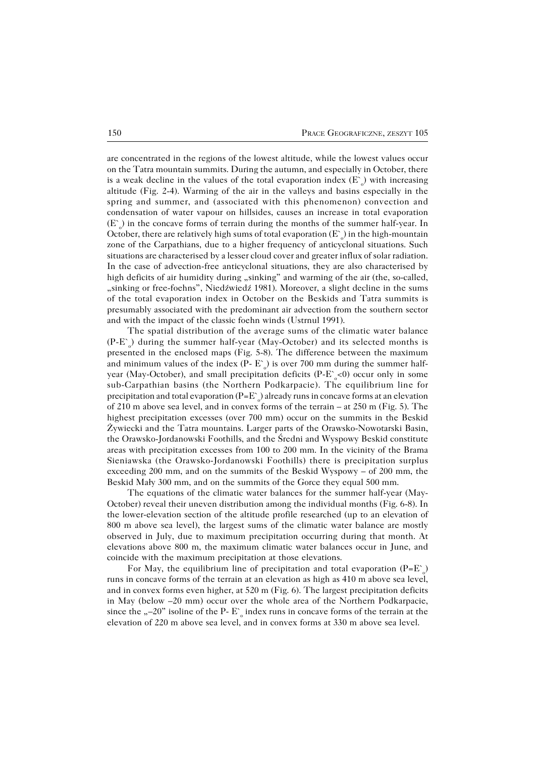are concentrated in the regions of the lowest altitude, while the lowest values occur on the Tatra mountain summits. During the autumn, and especially in October, there is a weak decline in the values of the total evaporation index ($E`_o$) with increasing altitude (Fig. 2-4). Warming of the air in the valleys and basins especially in the spring and summer, and (associated with this phenomenon) convection and condensation of water vapour on hillsides, causes an increase in total evaporation ($E`_o$) in the concave forms of terrain during the months of the summer half-year. In October, there are relatively high sums of total evaporation ($E`_o$) in the high-mountain zone of the Carpathians, due to a higher frequency of anticyclonal situations. Such situations are characterised by a lesser cloud cover and greater influx of solar radiation. In the case of advection-free anticyclonal situations, they are also characterised by high deficits of air humidity during „sinking" and warming of the air (the, so-called, „sinking or free-foehns", Niedźwiedź 1981). Moreover, a slight decline in the sums of the total evaporation index in October on the Beskids and Tatra summits is presumably associated with the predominant air advection from the southern sector and with the impact of the classic foehn winds (Ustrnul 1991).

The spatial distribution of the average sums of the climatic water balance ($P$-$E`_o$) during the summer half-year (May-October) and its selected months is presented in the enclosed maps (Fig. 5-8). The difference between the maximum and minimum values of the index ($P$- $E`_o$) is over 700 mm during the summer half-year (May-October), and small precipitation deficits ($P$-$E`_o$<0) occur only in some sub-Carpathian basins (the Northern Podkarpacie). The equilibrium line for precipitation and total evaporation ($P$=$E`_o$) already runs in concave forms at an elevation of 210 m above sea level, and in convex forms of the terrain – at 250 m (Fig. 5). The highest precipitation excesses (over 700 mm) occur on the summits in the Beskid Żywiecki and the Tatra mountains. Larger parts of the Orawsko-Nowotarski Basin, the Orawsko-Jordanowski Foothills, and the Średni and Wyspowy Beskid constitute areas with precipitation excesses from 100 to 200 mm. In the vicinity of the Brama Sieniawska (the Orawsko-Jordanowski Foothills) there is precipitation surplus exceeding 200 mm, and on the summits of the Beskid Wyspowy – of 200 mm, the Beskid Mały 300 mm, and on the summits of the Gorce they equal 500 mm.

The equations of the climatic water balances for the summer half-year (May-October) reveal their uneven distribution among the individual months (Fig. 6-8). In the lower-elevation section of the altitude profile researched (up to an elevation of 800 m above sea level), the largest sums of the climatic water balance are mostly observed in July, due to maximum precipitation occurring during that month. At elevations above 800 m, the maximum climatic water balances occur in June, and coincide with the maximum precipitation at those elevations.

For May, the equilibrium line of precipitation and total evaporation ($P$=$E`_o$) runs in concave forms of the terrain at an elevation as high as 410 m above sea level, and in convex forms even higher, at 520 m (Fig. 6). The largest precipitation deficits in May (below –20 mm) occur over the whole area of the Northern Podkarpacie, since the „–20" isoline of the $P$- $E`_o$ index runs in concave forms of the terrain at the elevation of 220 m above sea level, and in convex forms at 330 m above sea level.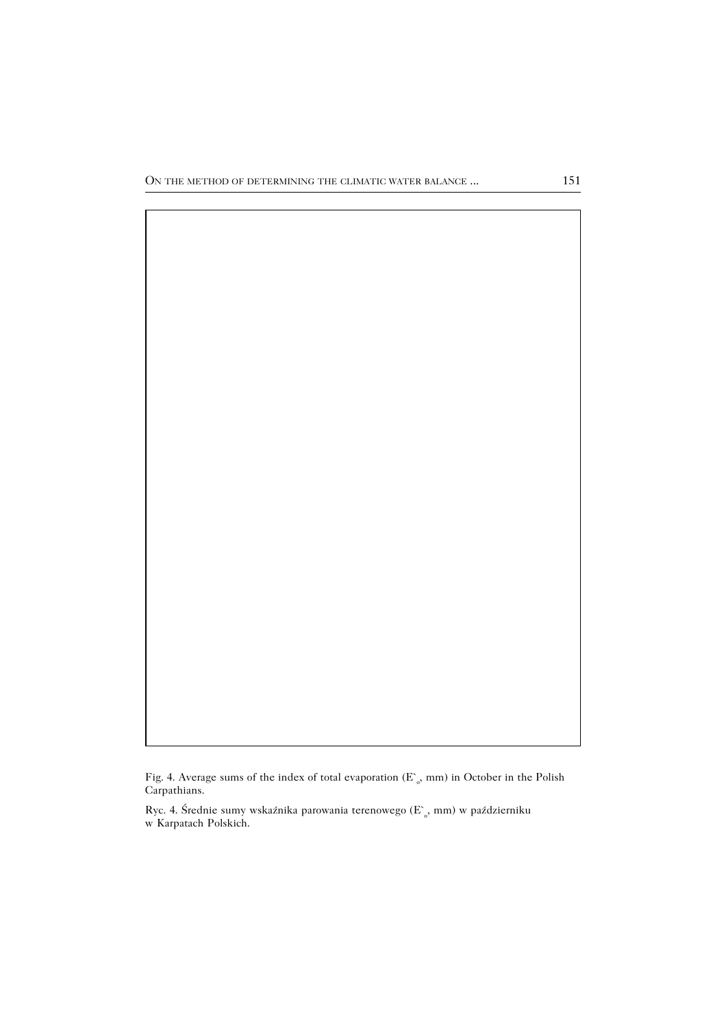Fig. 4. Average sums of the index of total evaporation ($E`_o$, mm) in October in the Polish Carpathians.

Ryc. 4. Średnie sumy wskaźnika parowania terenowego ($E`_o$, mm) w październiku w Karpatach Polskich.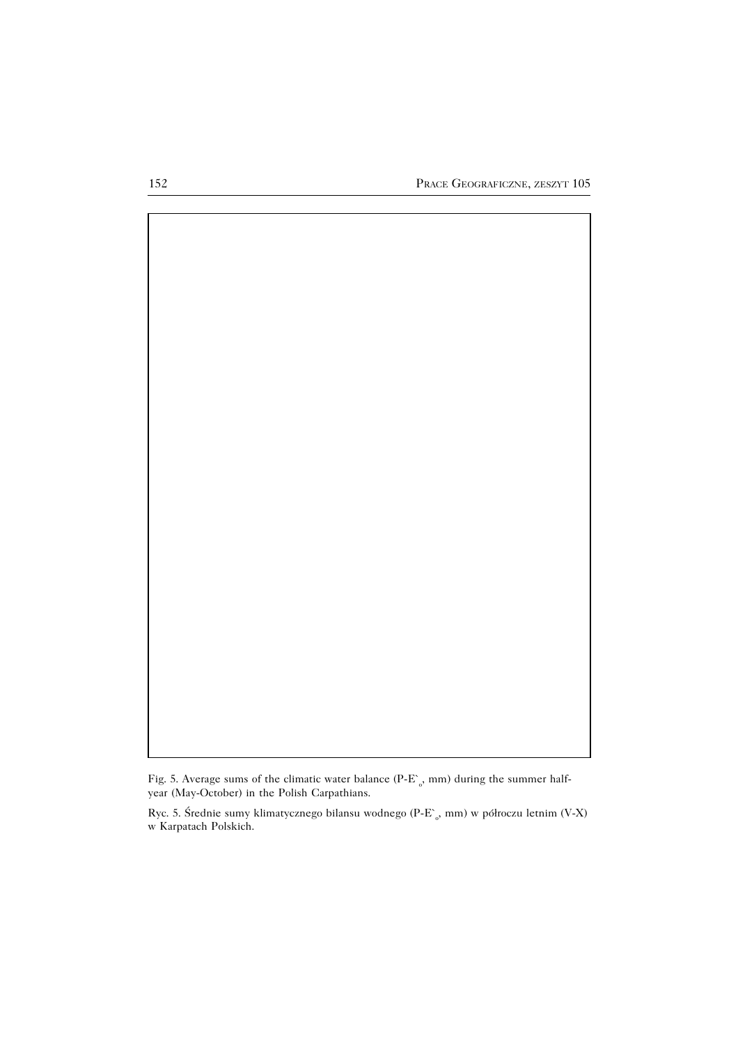Fig. 5. Average sums of the climatic water balance ($P\text{-}E\grave{}_o$, mm) during the summer half-year (May-October) in the Polish Carpathians.

Ryc. 5. Średnie sumy klimatycznego bilansu wodnego ($P\text{-}E\grave{}_o$, mm) w półroczu letnim (V-X) w Karpatach Polskich.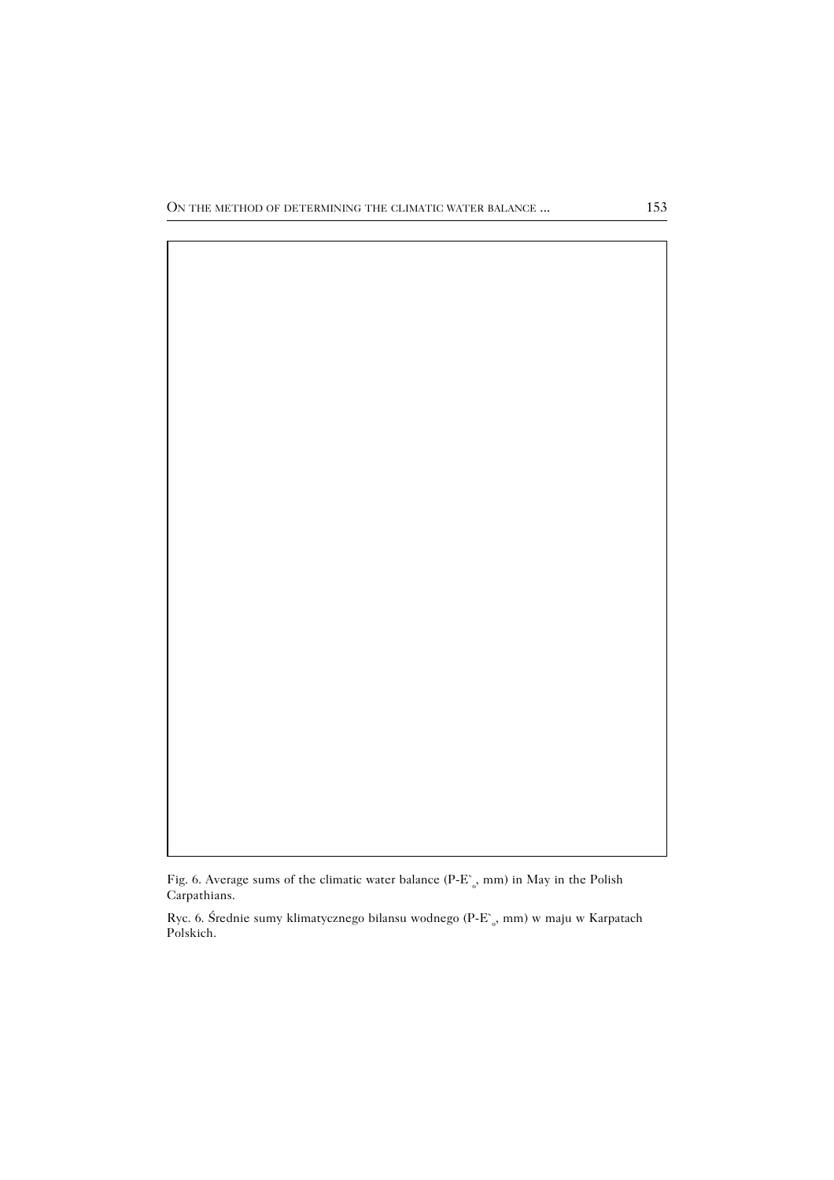Fig. 6. Average sums of the climatic water balance ($P\text{-}E`_o$, mm) in May in the Polish Carpathians.

Ryc. 6. Średnie sumy klimatycznego bilansu wodnego ($P\text{-}E`_o$, mm) w maju w Karpatach Polskich.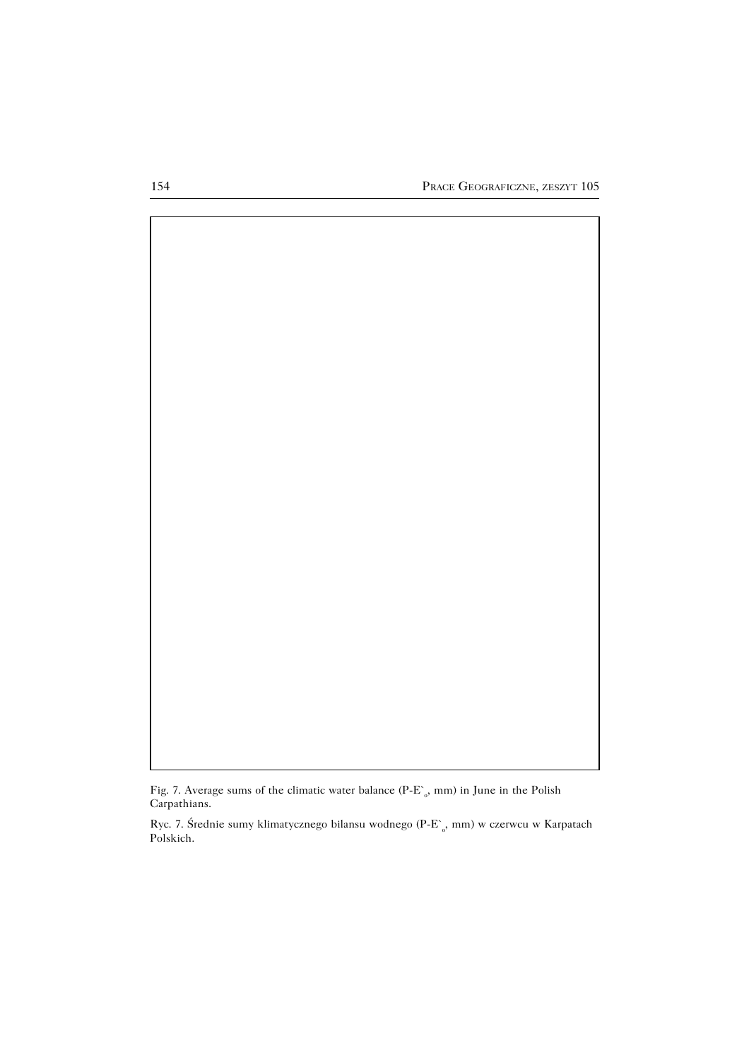Fig. 7. Average sums of the climatic water balance (P-$E'_o$, mm) in June in the Polish Carpathians.

Ryc. 7. Średnie sumy klimatycznego bilansu wodnego (P-$E'_o$, mm) w czerwcu w Karpatach Polskich.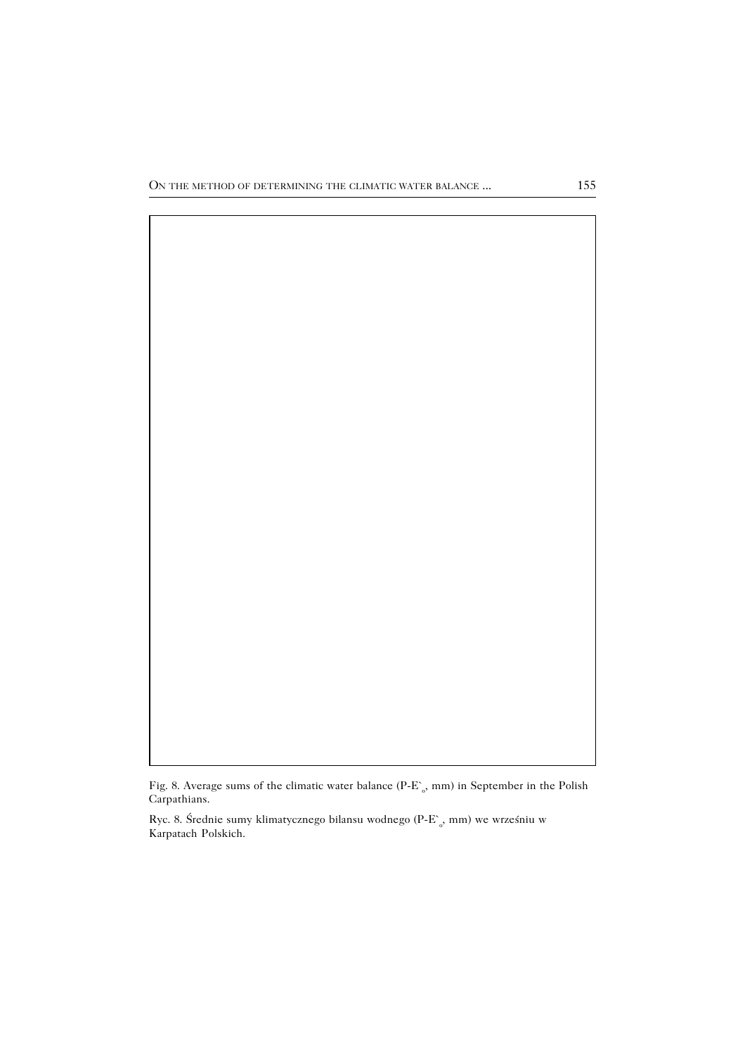Fig. 8. Average sums of the climatic water balance (P-E`$_o$, mm) in September in the Polish Carpathians.

Ryc. 8. Średnie sumy klimatycznego bilansu wodnego (P-E`$_o$, mm) we wrześniu w Karpatach Polskich.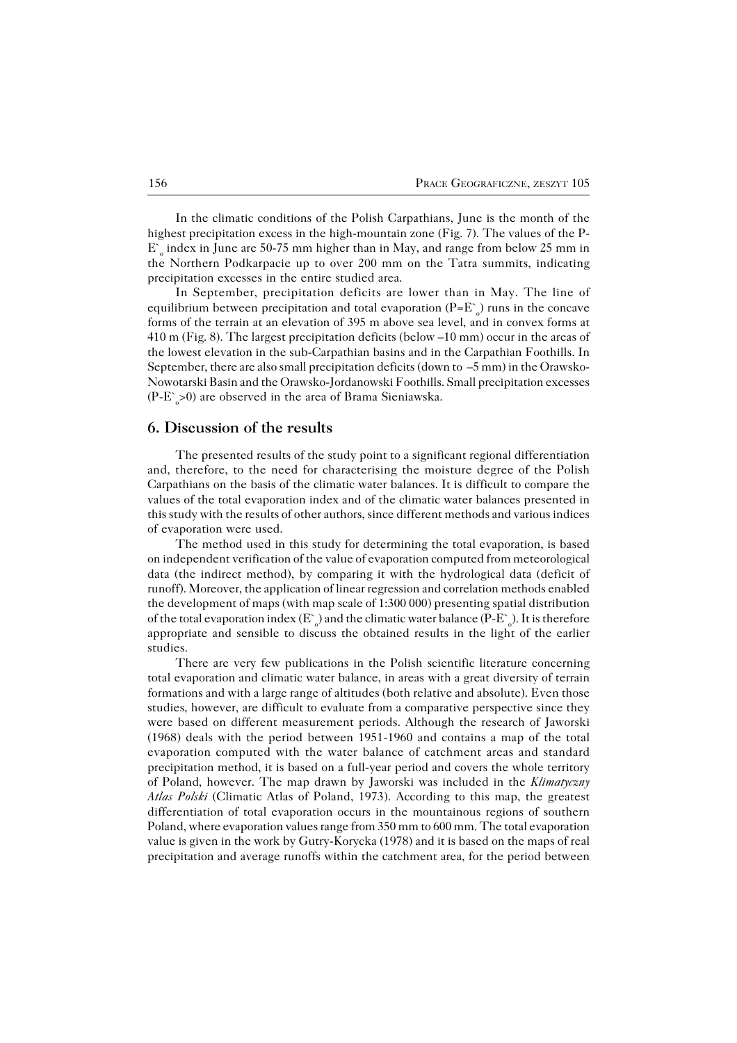In the climatic conditions of the Polish Carpathians, June is the month of the highest precipitation excess in the high-mountain zone (Fig. 7). The values of the P-$E`_o$ index in June are 50-75 mm higher than in May, and range from below 25 mm in the Northern Podkarpacie up to over 200 mm on the Tatra summits, indicating precipitation excesses in the entire studied area.

In September, precipitation deficits are lower than in May. The line of equilibrium between precipitation and total evaporation ($P=E`_o$) runs in the concave forms of the terrain at an elevation of 395 m above sea level, and in convex forms at 410 m (Fig. 8). The largest precipitation deficits (below –10 mm) occur in the areas of the lowest elevation in the sub-Carpathian basins and in the Carpathian Foothills. In September, there are also small precipitation deficits (down to –5 mm) in the Orawsko-Nowotarski Basin and the Orawsko-Jordanowski Foothills. Small precipitation excesses ($P-E`_o>0$) are observed in the area of Brama Sieniawska.

## 6. Discussion of the results

The presented results of the study point to a significant regional differentiation and, therefore, to the need for characterising the moisture degree of the Polish Carpathians on the basis of the climatic water balances. It is difficult to compare the values of the total evaporation index and of the climatic water balances presented in this study with the results of other authors, since different methods and various indices of evaporation were used.

The method used in this study for determining the total evaporation, is based on independent verification of the value of evaporation computed from meteorological data (the indirect method), by comparing it with the hydrological data (deficit of runoff). Moreover, the application of linear regression and correlation methods enabled the development of maps (with map scale of 1:300 000) presenting spatial distribution of the total evaporation index ($E`_o$) and the climatic water balance ($P-E`_o$). It is therefore appropriate and sensible to discuss the obtained results in the light of the earlier studies.

There are very few publications in the Polish scientific literature concerning total evaporation and climatic water balance, in areas with a great diversity of terrain formations and with a large range of altitudes (both relative and absolute). Even those studies, however, are difficult to evaluate from a comparative perspective since they were based on different measurement periods. Although the research of Jaworski (1968) deals with the period between 1951-1960 and contains a map of the total evaporation computed with the water balance of catchment areas and standard precipitation method, it is based on a full-year period and covers the whole territory of Poland, however. The map drawn by Jaworski was included in the *Klimatyczny Atlas Polski* (Climatic Atlas of Poland, 1973). According to this map, the greatest differentiation of total evaporation occurs in the mountainous regions of southern Poland, where evaporation values range from 350 mm to 600 mm. The total evaporation value is given in the work by Gutry-Korycka (1978) and it is based on the maps of real precipitation and average runoffs within the catchment area, for the period between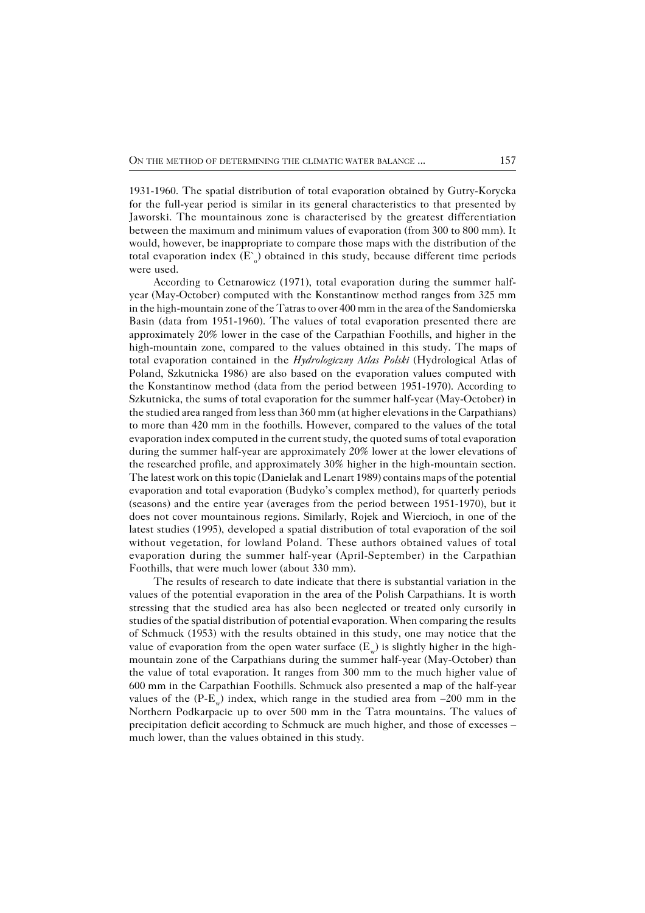1931-1960. The spatial distribution of total evaporation obtained by Gutry-Korycka for the full-year period is similar in its general characteristics to that presented by Jaworski. The mountainous zone is characterised by the greatest differentiation between the maximum and minimum values of evaporation (from 300 to 800 mm). It would, however, be inappropriate to compare those maps with the distribution of the total evaporation index ($E`_o$) obtained in this study, because different time periods were used.

According to Cetnarowicz (1971), total evaporation during the summer half-year (May-October) computed with the Konstantinow method ranges from 325 mm in the high-mountain zone of the Tatras to over 400 mm in the area of the Sandomierska Basin (data from 1951-1960). The values of total evaporation presented there are approximately 20% lower in the case of the Carpathian Foothills, and higher in the high-mountain zone, compared to the values obtained in this study. The maps of total evaporation contained in the *Hydrologiczny Atlas Polski* (Hydrological Atlas of Poland, Szkutnicka 1986) are also based on the evaporation values computed with the Konstantinow method (data from the period between 1951-1970). According to Szkutnicka, the sums of total evaporation for the summer half-year (May-October) in the studied area ranged from less than 360 mm (at higher elevations in the Carpathians) to more than 420 mm in the foothills. However, compared to the values of the total evaporation index computed in the current study, the quoted sums of total evaporation during the summer half-year are approximately 20% lower at the lower elevations of the researched profile, and approximately 30% higher in the high-mountain section. The latest work on this topic (Danielak and Lenart 1989) contains maps of the potential evaporation and total evaporation (Budyko's complex method), for quarterly periods (seasons) and the entire year (averages from the period between 1951-1970), but it does not cover mountainous regions. Similarly, Rojek and Wiercioch, in one of the latest studies (1995), developed a spatial distribution of total evaporation of the soil without vegetation, for lowland Poland. These authors obtained values of total evaporation during the summer half-year (April-September) in the Carpathian Foothills, that were much lower (about 330 mm).

The results of research to date indicate that there is substantial variation in the values of the potential evaporation in the area of the Polish Carpathians. It is worth stressing that the studied area has also been neglected or treated only cursorily in studies of the spatial distribution of potential evaporation. When comparing the results of Schmuck (1953) with the results obtained in this study, one may notice that the value of evaporation from the open water surface ($E_w$) is slightly higher in the high-mountain zone of the Carpathians during the summer half-year (May-October) than the value of total evaporation. It ranges from 300 mm to the much higher value of 600 mm in the Carpathian Foothills. Schmuck also presented a map of the half-year values of the ($P$-$E_w$) index, which range in the studied area from –200 mm in the Northern Podkarpacie up to over 500 mm in the Tatra mountains. The values of precipitation deficit according to Schmuck are much higher, and those of excesses – much lower, than the values obtained in this study.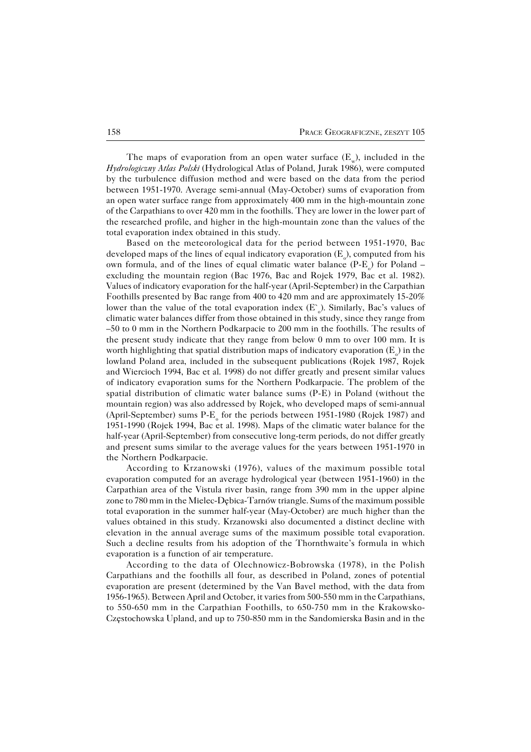The maps of evaporation from an open water surface ($E_w$), included in the *Hydrologiczny Atlas Polski* (Hydrological Atlas of Poland, Jurak 1986), were computed by the turbulence diffusion method and were based on the data from the period between 1951-1970. Average semi-annual (May-October) sums of evaporation from an open water surface range from approximately 400 mm in the high-mountain zone of the Carpathians to over 420 mm in the foothills. They are lower in the lower part of the researched profile, and higher in the high-mountain zone than the values of the total evaporation index obtained in this study.

Based on the meteorological data for the period between 1951-1970, Bac developed maps of the lines of equal indicatory evaporation ($E_o$), computed from his own formula, and of the lines of equal climatic water balance ($P\text{-}E_o$) for Poland – excluding the mountain region (Bac 1976, Bac and Rojek 1979, Bac et al. 1982). Values of indicatory evaporation for the half-year (April-September) in the Carpathian Foothills presented by Bac range from 400 to 420 mm and are approximately 15-20% lower than the value of the total evaporation index ($E`_o$). Similarly, Bac's values of climatic water balances differ from those obtained in this study, since they range from –50 to 0 mm in the Northern Podkarpacie to 200 mm in the foothills. The results of the present study indicate that they range from below 0 mm to over 100 mm. It is worth highlighting that spatial distribution maps of indicatory evaporation ($E_o$) in the lowland Poland area, included in the subsequent publications (Rojek 1987, Rojek and Wiercioch 1994, Bac et al. 1998) do not differ greatly and present similar values of indicatory evaporation sums for the Northern Podkarpacie. The problem of the spatial distribution of climatic water balance sums (P-E) in Poland (without the mountain region) was also addressed by Rojek, who developed maps of semi-annual (April-September) sums $P\text{-}E_o$ for the periods between 1951-1980 (Rojek 1987) and 1951-1990 (Rojek 1994, Bac et al. 1998). Maps of the climatic water balance for the half-year (April-September) from consecutive long-term periods, do not differ greatly and present sums similar to the average values for the years between 1951-1970 in the Northern Podkarpacie.

According to Krzanowski (1976), values of the maximum possible total evaporation computed for an average hydrological year (between 1951-1960) in the Carpathian area of the Vistula river basin, range from 390 mm in the upper alpine zone to 780 mm in the Mielec-Dębica-Tarnów triangle. Sums of the maximum possible total evaporation in the summer half-year (May-October) are much higher than the values obtained in this study. Krzanowski also documented a distinct decline with elevation in the annual average sums of the maximum possible total evaporation. Such a decline results from his adoption of the Thornthwaite's formula in which evaporation is a function of air temperature.

According to the data of Olechnowicz-Bobrowska (1978), in the Polish Carpathians and the foothills all four, as described in Poland, zones of potential evaporation are present (determined by the Van Bavel method, with the data from 1956-1965). Between April and October, it varies from 500-550 mm in the Carpathians, to 550-650 mm in the Carpathian Foothills, to 650-750 mm in the Krakowsko-Częstochowska Upland, and up to 750-850 mm in the Sandomierska Basin and in the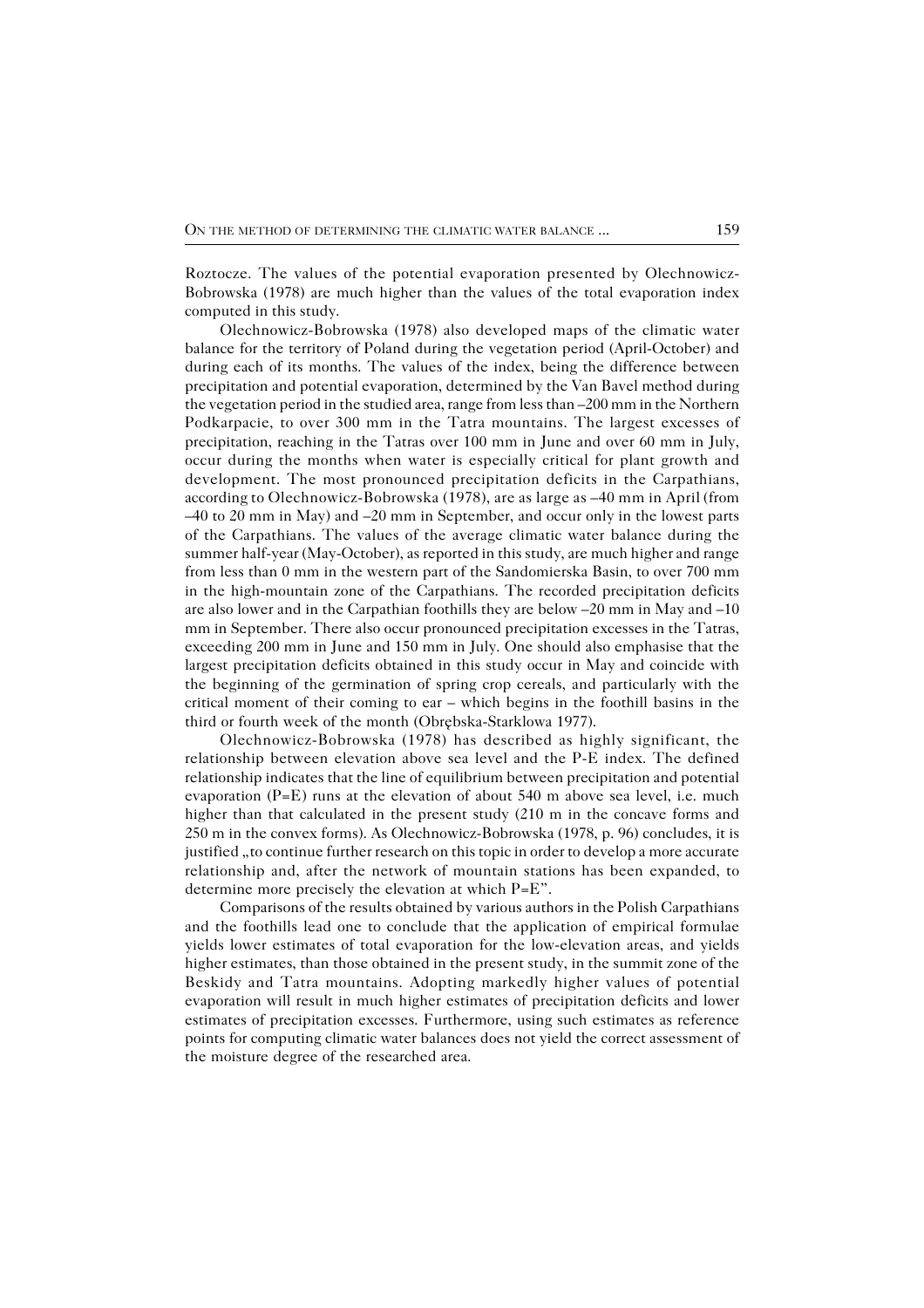Roztocze. The values of the potential evaporation presented by Olechnowicz-Bobrowska (1978) are much higher than the values of the total evaporation index computed in this study.

Olechnowicz-Bobrowska (1978) also developed maps of the climatic water balance for the territory of Poland during the vegetation period (April-October) and during each of its months. The values of the index, being the difference between precipitation and potential evaporation, determined by the Van Bavel method during the vegetation period in the studied area, range from less than –200 mm in the Northern Podkarpacie, to over 300 mm in the Tatra mountains. The largest excesses of precipitation, reaching in the Tatras over 100 mm in June and over 60 mm in July, occur during the months when water is especially critical for plant growth and development. The most pronounced precipitation deficits in the Carpathians, according to Olechnowicz-Bobrowska (1978), are as large as –40 mm in April (from –40 to 20 mm in May) and –20 mm in September, and occur only in the lowest parts of the Carpathians. The values of the average climatic water balance during the summer half-year (May-October), as reported in this study, are much higher and range from less than 0 mm in the western part of the Sandomierska Basin, to over 700 mm in the high-mountain zone of the Carpathians. The recorded precipitation deficits are also lower and in the Carpathian foothills they are below –20 mm in May and –10 mm in September. There also occur pronounced precipitation excesses in the Tatras, exceeding 200 mm in June and 150 mm in July. One should also emphasise that the largest precipitation deficits obtained in this study occur in May and coincide with the beginning of the germination of spring crop cereals, and particularly with the critical moment of their coming to ear – which begins in the foothill basins in the third or fourth week of the month (Obrębska-Starklowa 1977).

Olechnowicz-Bobrowska (1978) has described as highly significant, the relationship between elevation above sea level and the P-E index. The defined relationship indicates that the line of equilibrium between precipitation and potential evaporation (P=E) runs at the elevation of about 540 m above sea level, i.e. much higher than that calculated in the present study (210 m in the concave forms and 250 m in the convex forms). As Olechnowicz-Bobrowska (1978, p. 96) concludes, it is justified „to continue further research on this topic in order to develop a more accurate relationship and, after the network of mountain stations has been expanded, to determine more precisely the elevation at which P=E".

Comparisons of the results obtained by various authors in the Polish Carpathians and the foothills lead one to conclude that the application of empirical formulae yields lower estimates of total evaporation for the low-elevation areas, and yields higher estimates, than those obtained in the present study, in the summit zone of the Beskidy and Tatra mountains. Adopting markedly higher values of potential evaporation will result in much higher estimates of precipitation deficits and lower estimates of precipitation excesses. Furthermore, using such estimates as reference points for computing climatic water balances does not yield the correct assessment of the moisture degree of the researched area.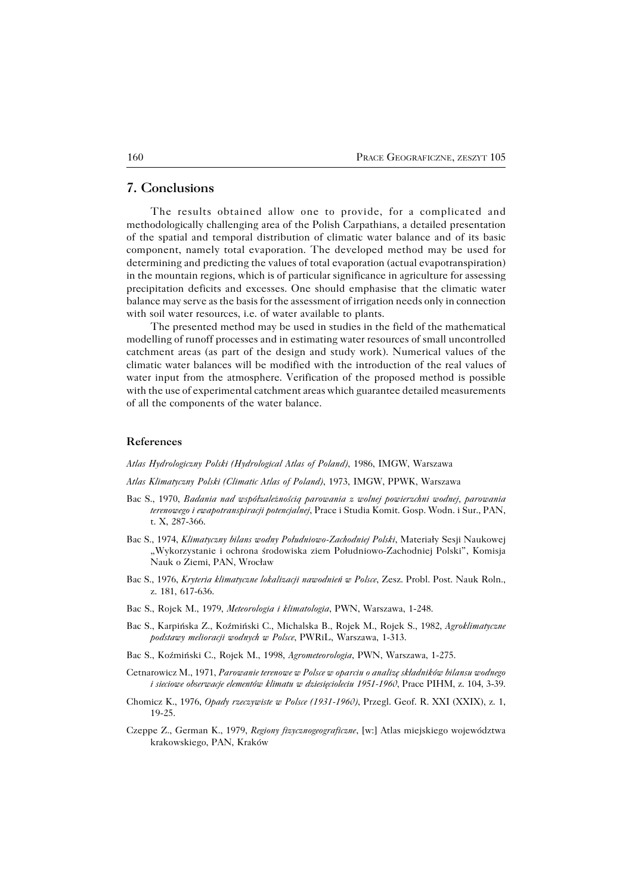## 7. Conclusions

The results obtained allow one to provide, for a complicated and methodologically challenging area of the Polish Carpathians, a detailed presentation of the spatial and temporal distribution of climatic water balance and of its basic component, namely total evaporation. The developed method may be used for determining and predicting the values of total evaporation (actual evapotranspiration) in the mountain regions, which is of particular significance in agriculture for assessing precipitation deficits and excesses. One should emphasise that the climatic water balance may serve as the basis for the assessment of irrigation needs only in connection with soil water resources, i.e. of water available to plants.

The presented method may be used in studies in the field of the mathematical modelling of runoff processes and in estimating water resources of small uncontrolled catchment areas (as part of the design and study work). Numerical values of the climatic water balances will be modified with the introduction of the real values of water input from the atmosphere. Verification of the proposed method is possible with the use of experimental catchment areas which guarantee detailed measurements of all the components of the water balance.

### References

*Atlas Hydrologiczny Polski (Hydrological Atlas of Poland)*, 1986, IMGW, Warszawa

*Atlas Klimatyczny Polski (Climatic Atlas of Poland)*, 1973, IMGW, PPWK, Warszawa

Bac S., 1970, *Badania nad współzależnością parowania z wolnej powierzchni wodnej, parowania terenowego i ewapotranspiracji potencjalnej*, Prace i Studia Komit. Gosp. Wodn. i Sur., PAN, t. X, 287-366.

Bac S., 1974, *Klimatyczny bilans wodny Południowo-Zachodniej Polski*, Materiały Sesji Naukowej „Wykorzystanie i ochrona środowiska ziem Południowo-Zachodniej Polski", Komisja Nauk o Ziemi, PAN, Wrocław

Bac S., 1976, *Kryteria klimatyczne lokalizacji nawodnień w Polsce*, Zesz. Probl. Post. Nauk Roln., z. 181, 617-636.

Bac S., Rojek M., 1979, *Meteorologia i klimatologia*, PWN, Warszawa, 1-248.

Bac S., Karpińska Z., Koźmiński C., Michalska B., Rojek M., Rojek S., 1982, *Agroklimatyczne podstawy melioracji wodnych w Polsce*, PWRiL, Warszawa, 1-313.

Bac S., Koźmiński C., Rojek M., 1998, *Agrometeorologia*, PWN, Warszawa, 1-275.

Cetnarowicz M., 1971, *Parowanie terenowe w Polsce w oparciu o analizę składników bilansu wodnego i sieciowe obserwacje elementów klimatu w dziesięcioleciu 1951-1960*, Prace PIHM, z. 104, 3-39.

Chomicz K., 1976, *Opady rzeczywiste w Polsce (1931-1960)*, Przegl. Geof. R. XXI (XXIX), z. 1, 19-25.

Czeppe Z., German K., 1979, *Regiony fizycznogeograficzne*, [w:] Atlas miejskiego województwa krakowskiego, PAN, Kraków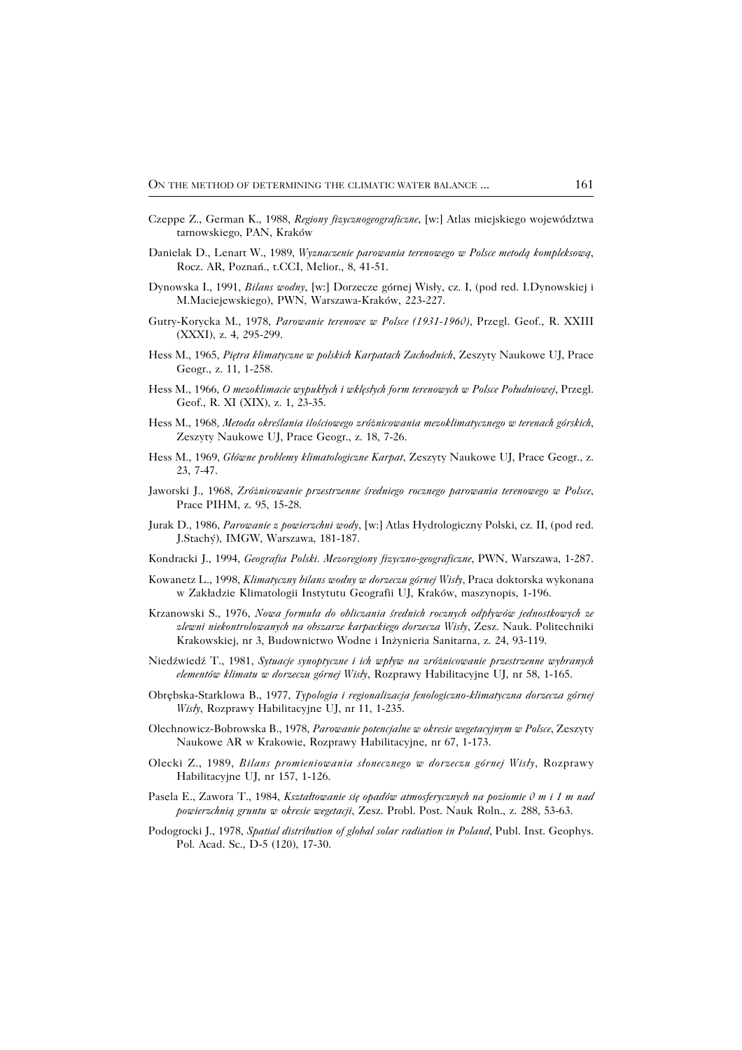Czeppe Z., German K., 1988, *Regiony fizycznogeograficzne*, [w:] Atlas miejskiego województwa tarnowskiego, PAN, Kraków

Danielak D., Lenart W., 1989, *Wyznaczenie parowania terenowego w Polsce metodą kompleksową*, Rocz. AR, Poznań., t.CCI, Melior., 8, 41-51.

Dynowska I., 1991, *Bilans wodny*, [w:] Dorzecze górnej Wisły, cz. I, (pod red. I.Dynowskiej i M.Maciejewskiego), PWN, Warszawa-Kraków, 223-227.

Gutry-Korycka M., 1978, *Parowanie terenowe w Polsce (1931-1960)*, Przegl. Geof., R. XXIII (XXXI), z. 4, 295-299.

Hess M., 1965, *Piętra klimatyczne w polskich Karpatach Zachodnich*, Zeszyty Naukowe UJ, Prace Geogr., z. 11, 1-258.

Hess M., 1966, *O mezoklimacie wypukłych i wklęsłych form terenowych w Polsce Południowej*, Przegl. Geof., R. XI (XIX), z. 1, 23-35.

Hess M., 1968, *Metoda określania ilościowego zróżnicowania mezoklimatycznego w terenach górskich*, Zeszyty Naukowe UJ, Prace Geogr., z. 18, 7-26.

Hess M., 1969, *Główne problemy klimatologiczne Karpat*, Zeszyty Naukowe UJ, Prace Geogr., z. 23, 7-47.

Jaworski J., 1968, *Zróżnicowanie przestrzenne średniego rocznego parowania terenowego w Polsce*, Prace PIHM, z. 95, 15-28.

Jurak D., 1986, *Parowanie z powierzchni wody*, [w:] Atlas Hydrologiczny Polski, cz. II, (pod red. J.Stachý), IMGW, Warszawa, 181-187.

Kondracki J., 1994, *Geografia Polski. Mezoregiony fizyczno-geograficzne*, PWN, Warszawa, 1-287.

Kowanetz L., 1998, *Klimatyczny bilans wodny w dorzeczu górnej Wisły*, Praca doktorska wykonana w Zakładzie Klimatologii Instytutu Geografii UJ, Kraków, maszynopis, 1-196.

Krzanowski S., 1976, *Nowa formuła do obliczania średnich rocznych odpływów jednostkowych ze zlewni niekontrolowanych na obszarze karpackiego dorzecza Wisły*, Zesz. Nauk. Politechniki Krakowskiej, nr 3, Budownictwo Wodne i Inżynieria Sanitarna, z. 24, 93-119.

Niedźwiedź T., 1981, *Sytuacje synoptyczne i ich wpływ na zróżnicowanie przestrzenne wybranych elementów klimatu w dorzeczu górnej Wisły*, Rozprawy Habilitacyjne UJ, nr 58, 1-165.

Obrębska-Starklowa B., 1977, *Typologia i regionalizacja fenologiczno-klimatyczna dorzecza górnej Wisły*, Rozprawy Habilitacyjne UJ, nr 11, 1-235.

Olechnowicz-Bobrowska B., 1978, *Parowanie potencjalne w okresie wegetacyjnym w Polsce*, Zeszyty Naukowe AR w Krakowie, Rozprawy Habilitacyjne, nr 67, 1-173.

Olecki Z., 1989, *Bilans promieniowania słonecznego w dorzeczu górnej Wisły*, Rozprawy Habilitacyjne UJ, nr 157, 1-126.

Pasela E., Zawora T., 1984, *Kształtowanie się opadów atmosferycznych na poziomie 0 m i 1 m nad powierzchnią gruntu w okresie wegetacji*, Zesz. Probl. Post. Nauk Roln., z. 288, 53-63.

Podogrocki J., 1978, *Spatial distribution of global solar radiation in Poland*, Publ. Inst. Geophys. Pol. Acad. Sc., D-5 (120), 17-30.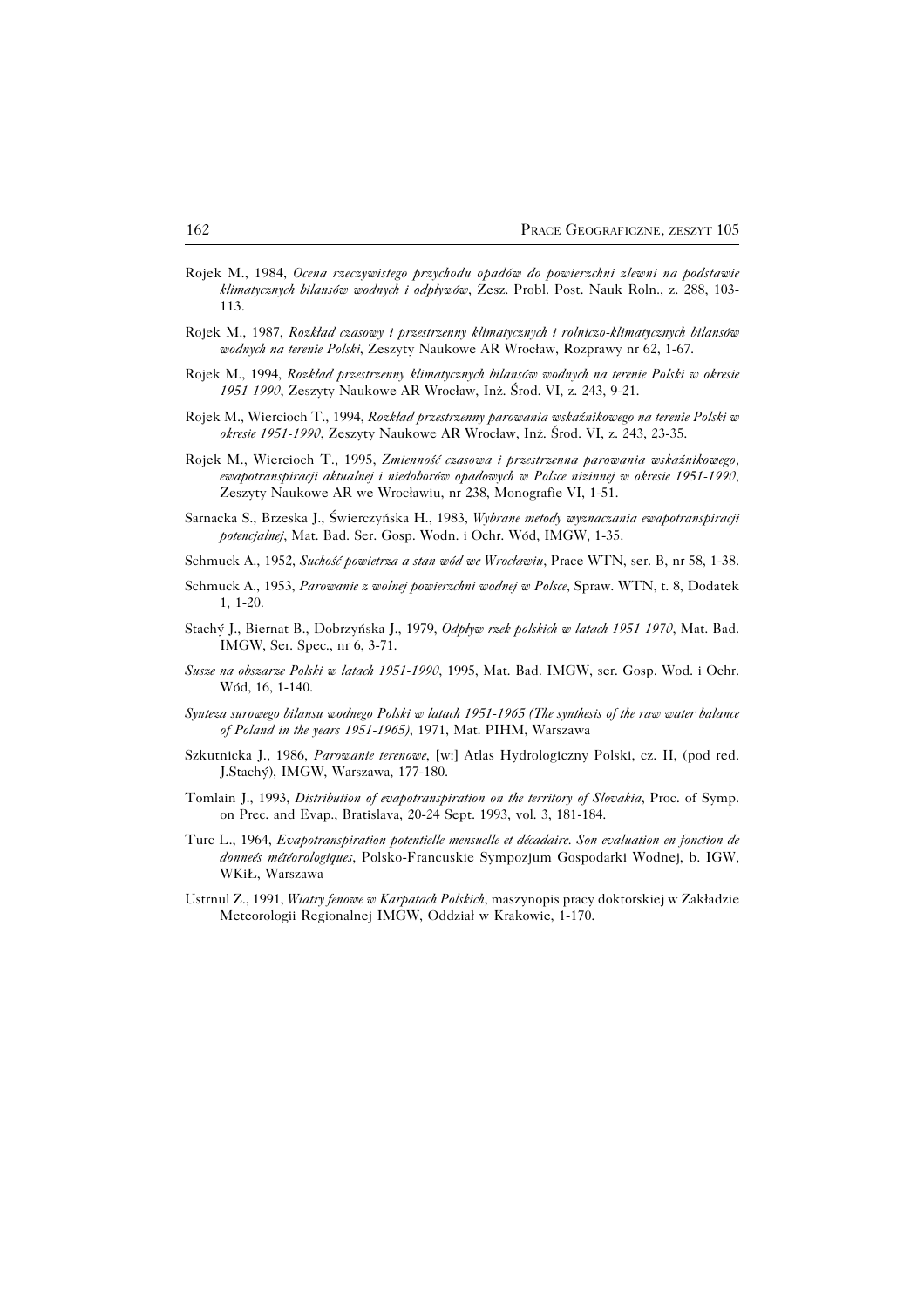Rojek M., 1984, *Ocena rzeczywistego przychodu opadów do powierzchni zlewni na podstawie klimatycznych bilansów wodnych i odpływów*, Zesz. Probl. Post. Nauk Roln., z. 288, 103-113.

Rojek M., 1987, *Rozkład czasowy i przestrzenny klimatycznych i rolniczo-klimatycznych bilansów wodnych na terenie Polski*, Zeszyty Naukowe AR Wrocław, Rozprawy nr 62, 1-67.

Rojek M., 1994, *Rozkład przestrzenny klimatycznych bilansów wodnych na terenie Polski w okresie 1951-1990*, Zeszyty Naukowe AR Wrocław, Inż. Środ. VI, z. 243, 9-21.

Rojek M., Wiercioch T., 1994, *Rozkład przestrzenny parowania wskaźnikowego na terenie Polski w okresie 1951-1990*, Zeszyty Naukowe AR Wrocław, Inż. Środ. VI, z. 243, 23-35.

Rojek M., Wiercioch T., 1995, *Zmienność czasowa i przestrzenna parowania wskaźnikowego, ewapotranspiracji aktualnej i niedoborów opadowych w Polsce nizinnej w okresie 1951-1990*, Zeszyty Naukowe AR we Wrocławiu, nr 238, Monografie VI, 1-51.

Sarnacka S., Brzeska J., Świerczyńska H., 1983, *Wybrane metody wyznaczania ewapotranspiracji potencjalnej*, Mat. Bad. Ser. Gosp. Wodn. i Ochr. Wód, IMGW, 1-35.

Schmuck A., 1952, *Suchość powietrza a stan wód we Wrocławiu*, Prace WTN, ser. B, nr 58, 1-38.

Schmuck A., 1953, *Parowanie z wolnej powierzchni wodnej w Polsce*, Spraw. WTN, t. 8, Dodatek 1, 1-20.

Stachý J., Biernat B., Dobrzyńska J., 1979, *Odpływ rzek polskich w latach 1951-1970*, Mat. Bad. IMGW, Ser. Spec., nr 6, 3-71.

*Susze na obszarze Polski w latach 1951-1990*, 1995, Mat. Bad. IMGW, ser. Gosp. Wod. i Ochr. Wód, 16, 1-140.

*Synteza surowego bilansu wodnego Polski w latach 1951-1965 (The synthesis of the raw water balance of Poland in the years 1951-1965)*, 1971, Mat. PIHM, Warszawa

Szkutnicka J., 1986, *Parowanie terenowe*, [w:] Atlas Hydrologiczny Polski, cz. II, (pod red. J.Stachý), IMGW, Warszawa, 177-180.

Tomlain J., 1993, *Distribution of evapotranspiration on the territory of Slovakia*, Proc. of Symp. on Prec. and Evap., Bratislava, 20-24 Sept. 1993, vol. 3, 181-184.

Turc L., 1964, *Evapotranspiration potentielle mensuelle et décadaire. Son evaluation en fonction de donneés météorologiques*, Polsko-Francuskie Sympozjum Gospodarki Wodnej, b. IGW, WKiŁ, Warszawa

Ustrnul Z., 1991, *Wiatry fenowe w Karpatach Polskich*, maszynopis pracy doktorskiej w Zakładzie Meteorologii Regionalnej IMGW, Oddział w Krakowie, 1-170.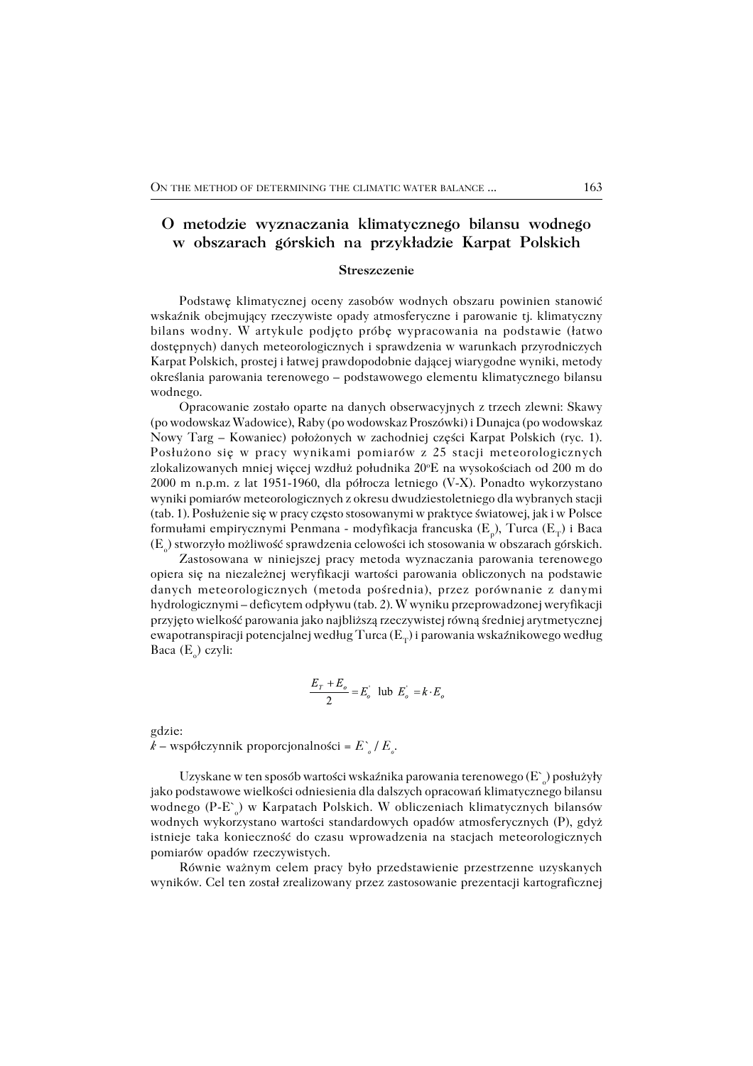# O metodzie wyznaczania klimatycznego bilansu wodnego w obszarach górskich na przykładzie Karpat Polskich

### Streszczenie

Podstawę klimatycznej oceny zasobów wodnych obszaru powinien stanowić wskaźnik obejmujący rzeczywiste opady atmosferyczne i parowanie tj. klimatyczny bilans wodny. W artykule podjęto próbę wypracowania na podstawie (łatwo dostępnych) danych meteorologicznych i sprawdzenia w warunkach przyrodniczych Karpat Polskich, prostej i łatwej prawdopodobnie dającej wiarygodne wyniki, metody określania parowania terenowego – podstawowego elementu klimatycznego bilansu wodnego.

Opracowanie zostało oparte na danych obserwacyjnych z trzech zlewni: Skawy (po wodowskaz Wadowice), Raby (po wodowskaz Proszówki) i Dunajca (po wodowskaz Nowy Targ – Kowaniec) położonych w zachodniej części Karpat Polskich (ryc. 1). Posłużono się w pracy wynikami pomiarów z 25 stacji meteorologicznych zlokalizowanych mniej więcej wzdłuż południka 20°E na wysokościach od 200 m do 2000 m n.p.m. z lat 1951-1960, dla półrocza letniego (V-X). Ponadto wykorzystano wyniki pomiarów meteorologicznych z okresu dwudziestoletniego dla wybranych stacji (tab. 1). Posłużenie się w pracy często stosowanymi w praktyce światowej, jak i w Polsce formułami empirycznymi Penmana - modyfikacja francuska ($E_p$), Turca ($E_T$) i Baca ($E_o$) stworzyło możliwość sprawdzenia celowości ich stosowania w obszarach górskich.

Zastosowana w niniejszej pracy metoda wyznaczania parowania terenowego opiera się na niezależnej weryfikacji wartości parowania obliczonych na podstawie danych meteorologicznych (metoda pośrednia), przez porównanie z danymi hydrologicznymi – deficytem odpływu (tab. 2). W wyniku przeprowadzonej weryfikacji przyjęto wielkość parowania jako najbliższą rzeczywistej równą średniej arytmetycznej ewapotranspiracji potencjalnej według Turca ($E_T$) i parowania wskaźnikowego według Baca ($E_o$) czyli:

$$\frac{E_T + E_o}{2} = E_o^{`} \ \text{lub} \ E_o^{`} = k \cdot E_o$$

gdzie:
$k$ – współczynnik proporcjonalności = $E^{`}_o / E_o$.

Uzyskane w ten sposób wartości wskaźnika parowania terenowego ($E^{`}_o$) posłużyły jako podstawowe wielkości odniesienia dla dalszych opracowań klimatycznego bilansu wodnego ($P$-$E^{`}_o$) w Karpatach Polskich. W obliczeniach klimatycznych bilansów wodnych wykorzystano wartości standardowych opadów atmosferycznych (P), gdyż istnieje taka konieczność do czasu wprowadzenia na stacjach meteorologicznych pomiarów opadów rzeczywistych.

Równie ważnym celem pracy było przedstawienie przestrzenne uzyskanych wyników. Cel ten został zrealizowany przez zastosowanie prezentacji kartograficznej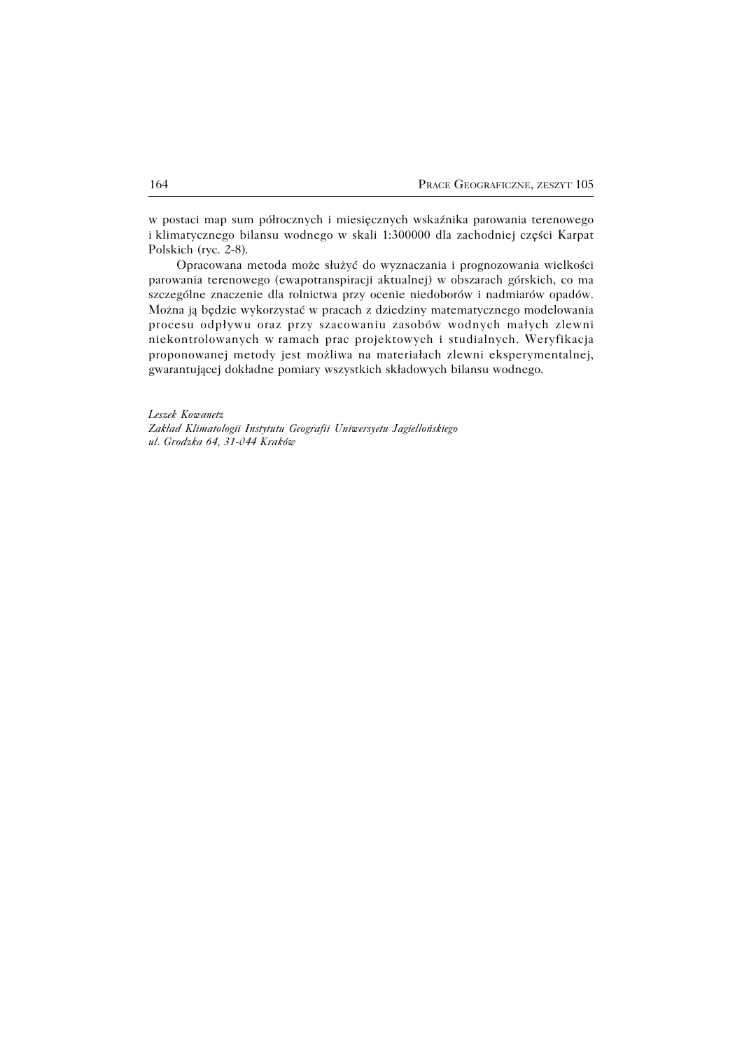w postaci map sum półrocznych i miesięcznych wskaźnika parowania terenowego i klimatycznego bilansu wodnego w skali 1:300000 dla zachodniej części Karpat Polskich (ryc. 2-8).

Opracowana metoda może służyć do wyznaczania i prognozowania wielkości parowania terenowego (ewapotranspiracji aktualnej) w obszarach górskich, co ma szczególne znaczenie dla rolnictwa przy ocenie niedoborów i nadmiarów opadów. Można ją będzie wykorzystać w pracach z dziedziny matematycznego modelowania procesu odpływu oraz przy szacowaniu zasobów wodnych małych zlewni niekontrolowanych w ramach prac projektowych i studialnych. Weryfikacja proponowanej metody jest możliwa na materiałach zlewni eksperymentalnej, gwarantującej dokładne pomiary wszystkich składowych bilansu wodnego.

*Leszek Kowanetz*
*Zakład Klimatologii Instytutu Geografii Uniwersytetu Jagiellońskiego*
*ul. Grodzka 64, 31-044 Kraków*